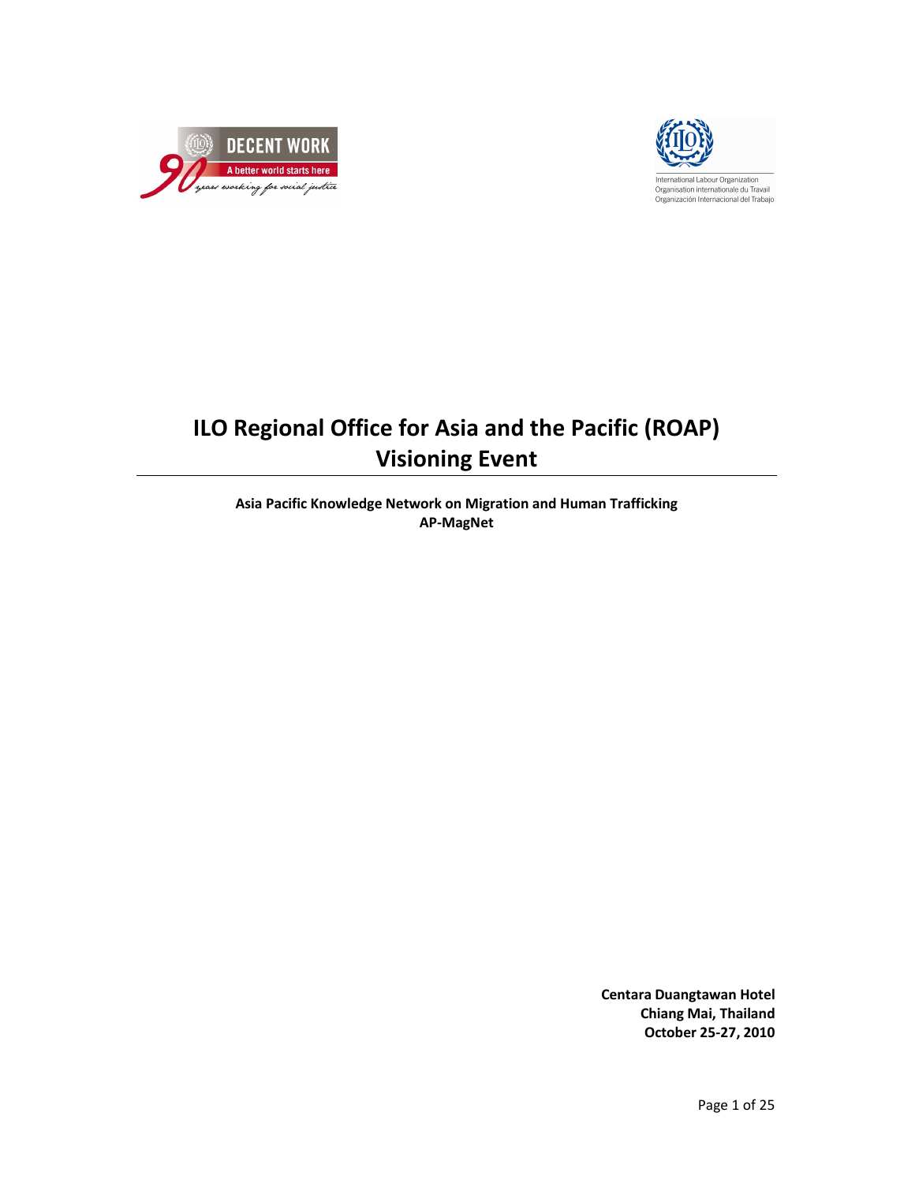# ILO Regional Office for Asia and the Pacific (ROAP) Visioning Event

**Asia Pacific Knowledge Network on Migration and Human Trafficking**
**AP-MagNet**

**Centara Duangtawan Hotel**
**Chiang Mai, Thailand**
**October 25-27, 2010**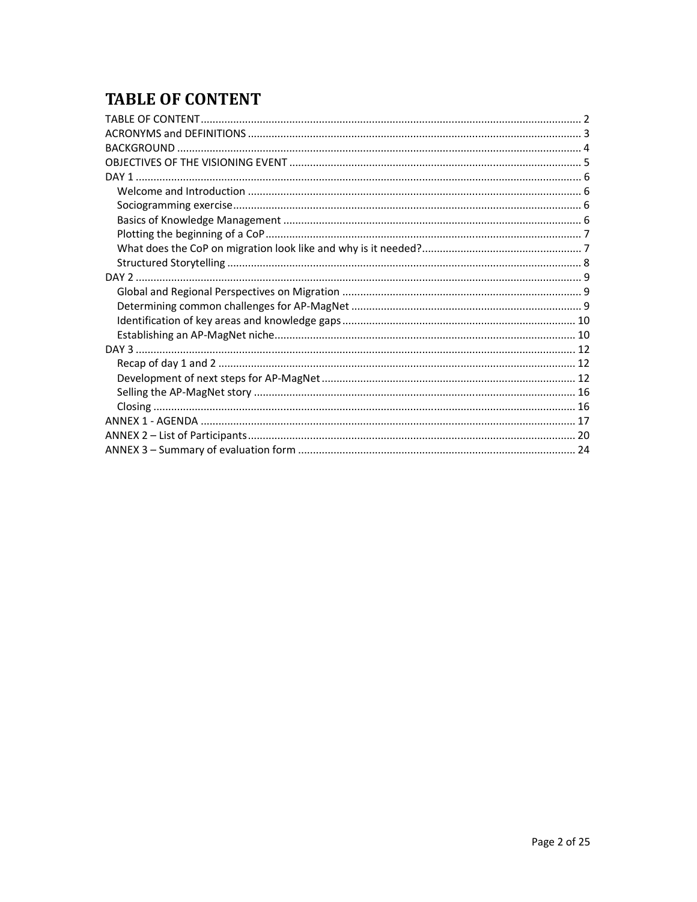# TABLE OF CONTENT

TABLE OF CONTENT ........ 2
ACRONYMS and DEFINITIONS ........ 3
BACKGROUND ........ 4
OBJECTIVES OF THE VISIONING EVENT ........ 5
DAY 1 ........ 6
- Welcome and Introduction ........ 6
- Sociogramming exercise ........ 6
- Basics of Knowledge Management ........ 6
- Plotting the beginning of a CoP ........ 7
- What does the CoP on migration look like and why is it needed? ........ 7
- Structured Storytelling ........ 8

DAY 2 ........ 9
- Global and Regional Perspectives on Migration ........ 9
- Determining common challenges for AP-MagNet ........ 9
- Identification of key areas and knowledge gaps ........ 10
- Establishing an AP-MagNet niche ........ 10

DAY 3 ........ 12
- Recap of day 1 and 2 ........ 12
- Development of next steps for AP-MagNet ........ 12
- Selling the AP-MagNet story ........ 16
- Closing ........ 16

ANNEX 1 - AGENDA ........ 17
ANNEX 2 – List of Participants ........ 20
ANNEX 3 – Summary of evaluation form ........ 24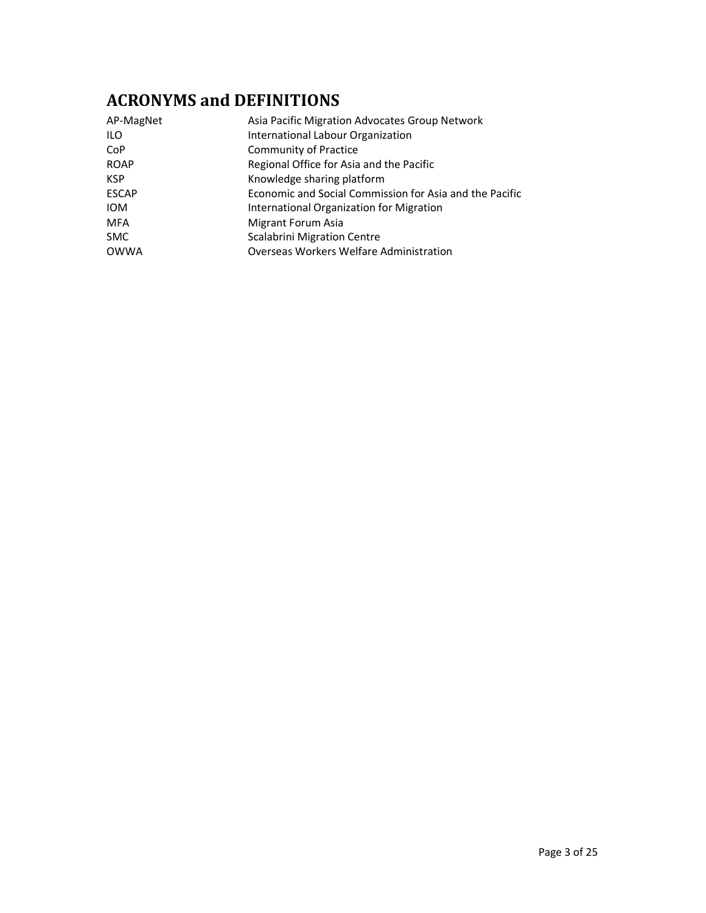# ACRONYMS and DEFINITIONS

| | |
|---|---|
| AP-MagNet | Asia Pacific Migration Advocates Group Network |
| ILO | International Labour Organization |
| CoP | Community of Practice |
| ROAP | Regional Office for Asia and the Pacific |
| KSP | Knowledge sharing platform |
| ESCAP | Economic and Social Commission for Asia and the Pacific |
| IOM | International Organization for Migration |
| MFA | Migrant Forum Asia |
| SMC | Scalabrini Migration Centre |
| OWWA | Overseas Workers Welfare Administration |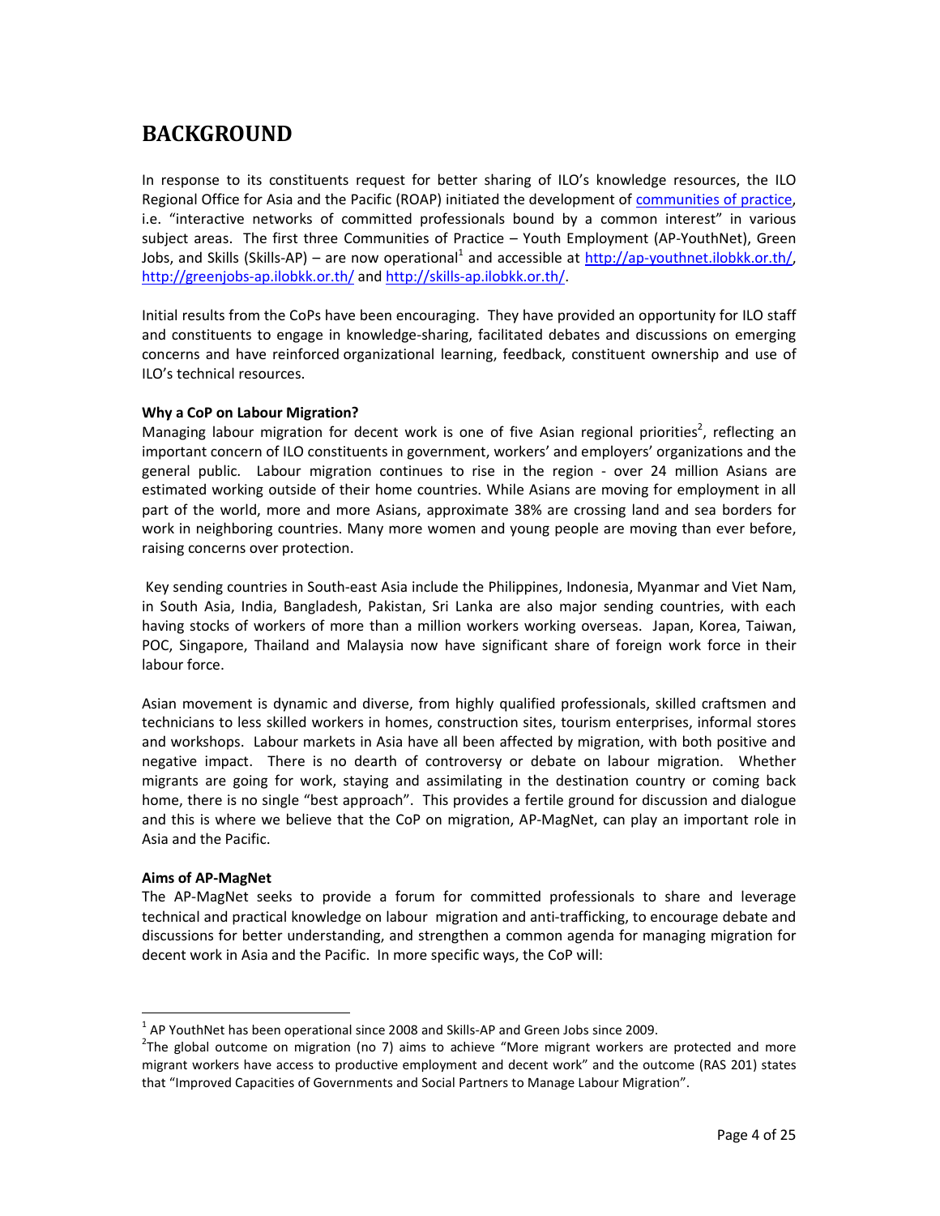# BACKGROUND

In response to its constituents request for better sharing of ILO's knowledge resources, the ILO Regional Office for Asia and the Pacific (ROAP) initiated the development of [communities of practice](communities of practice), i.e. "interactive networks of committed professionals bound by a common interest" in various subject areas. The first three Communities of Practice – Youth Employment (AP-YouthNet), Green Jobs, and Skills (Skills-AP) – are now operational[1] and accessible at http://ap-youthnet.ilobkk.or.th/, http://greenjobs-ap.ilobkk.or.th/ and http://skills-ap.ilobkk.or.th/.

Initial results from the CoPs have been encouraging. They have provided an opportunity for ILO staff and constituents to engage in knowledge-sharing, facilitated debates and discussions on emerging concerns and have reinforced organizational learning, feedback, constituent ownership and use of ILO's technical resources.

**Why a CoP on Labour Migration?**

Managing labour migration for decent work is one of five Asian regional priorities[2], reflecting an important concern of ILO constituents in government, workers' and employers' organizations and the general public. Labour migration continues to rise in the region - over 24 million Asians are estimated working outside of their home countries. While Asians are moving for employment in all part of the world, more and more Asians, approximate 38% are crossing land and sea borders for work in neighboring countries. Many more women and young people are moving than ever before, raising concerns over protection.

Key sending countries in South-east Asia include the Philippines, Indonesia, Myanmar and Viet Nam, in South Asia, India, Bangladesh, Pakistan, Sri Lanka are also major sending countries, with each having stocks of workers of more than a million workers working overseas. Japan, Korea, Taiwan, POC, Singapore, Thailand and Malaysia now have significant share of foreign work force in their labour force.

Asian movement is dynamic and diverse, from highly qualified professionals, skilled craftsmen and technicians to less skilled workers in homes, construction sites, tourism enterprises, informal stores and workshops. Labour markets in Asia have all been affected by migration, with both positive and negative impact. There is no dearth of controversy or debate on labour migration. Whether migrants are going for work, staying and assimilating in the destination country or coming back home, there is no single "best approach". This provides a fertile ground for discussion and dialogue and this is where we believe that the CoP on migration, AP-MagNet, can play an important role in Asia and the Pacific.

**Aims of AP-MagNet**

The AP-MagNet seeks to provide a forum for committed professionals to share and leverage technical and practical knowledge on labour migration and anti-trafficking, to encourage debate and discussions for better understanding, and strengthen a common agenda for managing migration for decent work in Asia and the Pacific. In more specific ways, the CoP will:

---

[1] AP YouthNet has been operational since 2008 and Skills-AP and Green Jobs since 2009.

[2] The global outcome on migration (no 7) aims to achieve "More migrant workers are protected and more migrant workers have access to productive employment and decent work" and the outcome (RAS 201) states that "Improved Capacities of Governments and Social Partners to Manage Labour Migration".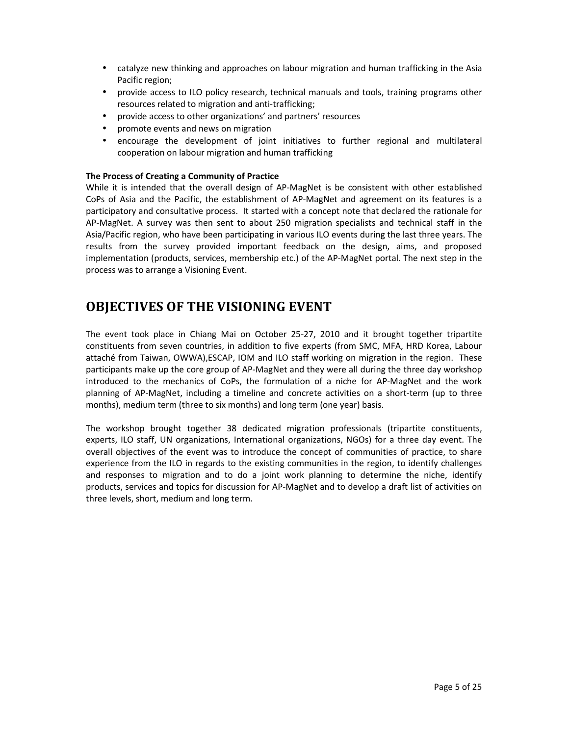- catalyze new thinking and approaches on labour migration and human trafficking in the Asia Pacific region;
- provide access to ILO policy research, technical manuals and tools, training programs other resources related to migration and anti-trafficking;
- provide access to other organizations' and partners' resources
- promote events and news on migration
- encourage the development of joint initiatives to further regional and multilateral cooperation on labour migration and human trafficking

**The Process of Creating a Community of Practice**

While it is intended that the overall design of AP-MagNet is be consistent with other established CoPs of Asia and the Pacific, the establishment of AP-MagNet and agreement on its features is a participatory and consultative process. It started with a concept note that declared the rationale for AP-MagNet. A survey was then sent to about 250 migration specialists and technical staff in the Asia/Pacific region, who have been participating in various ILO events during the last three years. The results from the survey provided important feedback on the design, aims, and proposed implementation (products, services, membership etc.) of the AP-MagNet portal. The next step in the process was to arrange a Visioning Event.

# OBJECTIVES OF THE VISIONING EVENT

The event took place in Chiang Mai on October 25-27, 2010 and it brought together tripartite constituents from seven countries, in addition to five experts (from SMC, MFA, HRD Korea, Labour attaché from Taiwan, OWWA),ESCAP, IOM and ILO staff working on migration in the region. These participants make up the core group of AP-MagNet and they were all during the three day workshop introduced to the mechanics of CoPs, the formulation of a niche for AP-MagNet and the work planning of AP-MagNet, including a timeline and concrete activities on a short-term (up to three months), medium term (three to six months) and long term (one year) basis.

The workshop brought together 38 dedicated migration professionals (tripartite constituents, experts, ILO staff, UN organizations, International organizations, NGOs) for a three day event. The overall objectives of the event was to introduce the concept of communities of practice, to share experience from the ILO in regards to the existing communities in the region, to identify challenges and responses to migration and to do a joint work planning to determine the niche, identify products, services and topics for discussion for AP-MagNet and to develop a draft list of activities on three levels, short, medium and long term.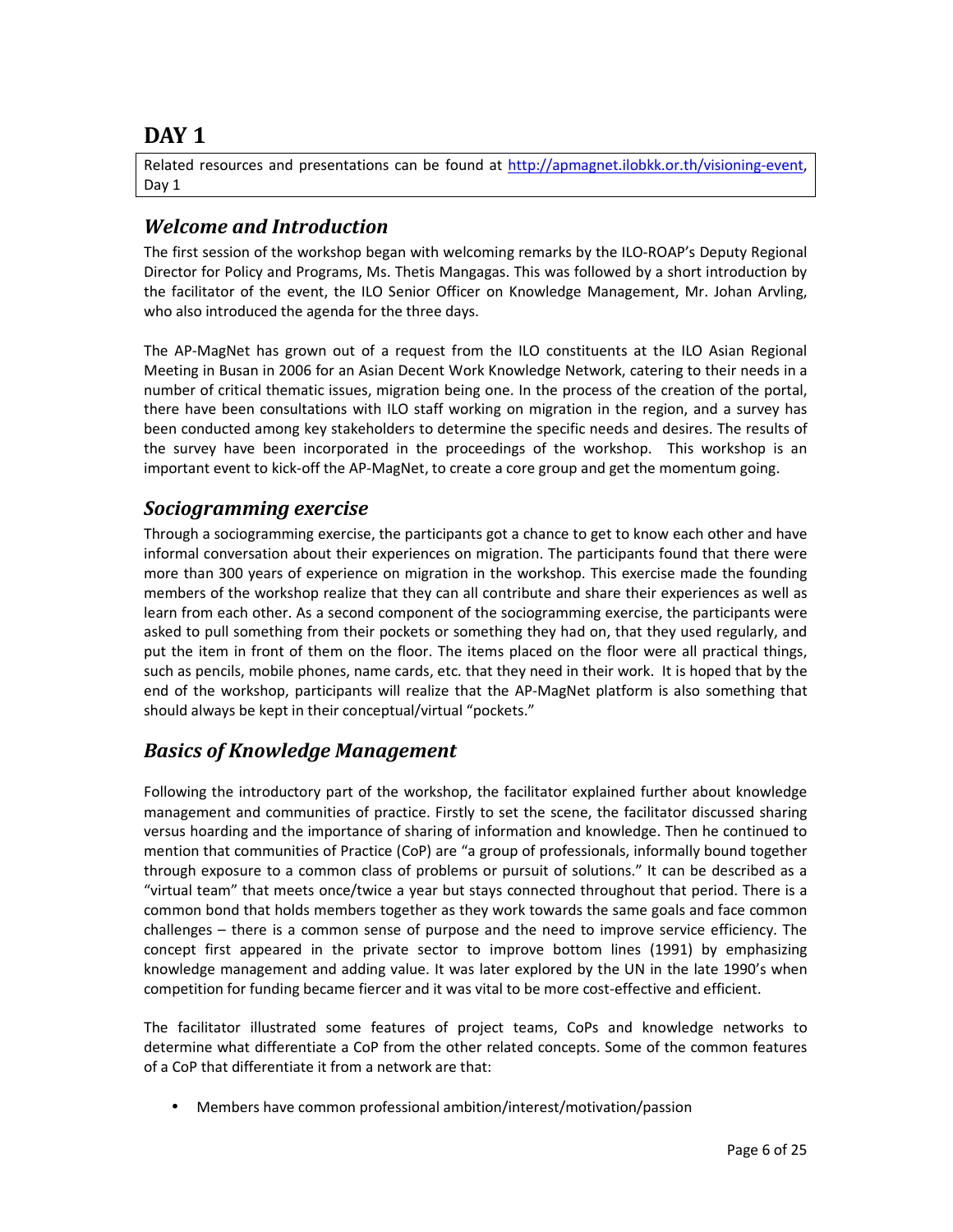# DAY 1

Related resources and presentations can be found at http://apmagnet.ilobkk.or.th/visioning-event, Day 1

## *Welcome and Introduction*

The first session of the workshop began with welcoming remarks by the ILO-ROAP's Deputy Regional Director for Policy and Programs, Ms. Thetis Mangagas. This was followed by a short introduction by the facilitator of the event, the ILO Senior Officer on Knowledge Management, Mr. Johan Arvling, who also introduced the agenda for the three days.

The AP-MagNet has grown out of a request from the ILO constituents at the ILO Asian Regional Meeting in Busan in 2006 for an Asian Decent Work Knowledge Network, catering to their needs in a number of critical thematic issues, migration being one. In the process of the creation of the portal, there have been consultations with ILO staff working on migration in the region, and a survey has been conducted among key stakeholders to determine the specific needs and desires. The results of the survey have been incorporated in the proceedings of the workshop. This workshop is an important event to kick-off the AP-MagNet, to create a core group and get the momentum going.

## *Sociogramming exercise*

Through a sociogramming exercise, the participants got a chance to get to know each other and have informal conversation about their experiences on migration. The participants found that there were more than 300 years of experience on migration in the workshop. This exercise made the founding members of the workshop realize that they can all contribute and share their experiences as well as learn from each other. As a second component of the sociogramming exercise, the participants were asked to pull something from their pockets or something they had on, that they used regularly, and put the item in front of them on the floor. The items placed on the floor were all practical things, such as pencils, mobile phones, name cards, etc. that they need in their work. It is hoped that by the end of the workshop, participants will realize that the AP-MagNet platform is also something that should always be kept in their conceptual/virtual "pockets."

## *Basics of Knowledge Management*

Following the introductory part of the workshop, the facilitator explained further about knowledge management and communities of practice. Firstly to set the scene, the facilitator discussed sharing versus hoarding and the importance of sharing of information and knowledge. Then he continued to mention that communities of Practice (CoP) are "a group of professionals, informally bound together through exposure to a common class of problems or pursuit of solutions." It can be described as a "virtual team" that meets once/twice a year but stays connected throughout that period. There is a common bond that holds members together as they work towards the same goals and face common challenges – there is a common sense of purpose and the need to improve service efficiency. The concept first appeared in the private sector to improve bottom lines (1991) by emphasizing knowledge management and adding value. It was later explored by the UN in the late 1990's when competition for funding became fiercer and it was vital to be more cost-effective and efficient.

The facilitator illustrated some features of project teams, CoPs and knowledge networks to determine what differentiate a CoP from the other related concepts. Some of the common features of a CoP that differentiate it from a network are that:

- Members have common professional ambition/interest/motivation/passion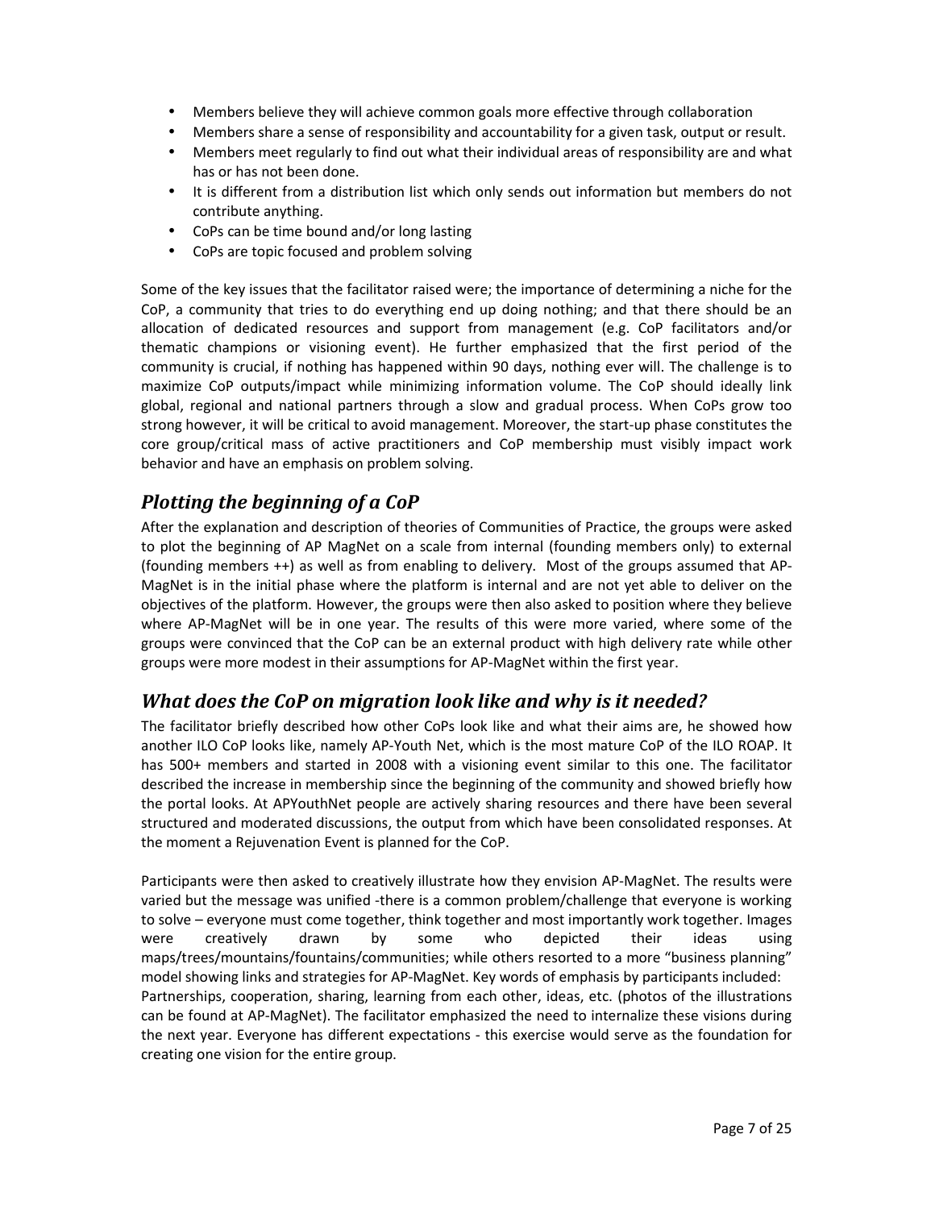- Members believe they will achieve common goals more effective through collaboration
- Members share a sense of responsibility and accountability for a given task, output or result.
- Members meet regularly to find out what their individual areas of responsibility are and what has or has not been done.
- It is different from a distribution list which only sends out information but members do not contribute anything.
- CoPs can be time bound and/or long lasting
- CoPs are topic focused and problem solving

Some of the key issues that the facilitator raised were; the importance of determining a niche for the CoP, a community that tries to do everything end up doing nothing; and that there should be an allocation of dedicated resources and support from management (e.g. CoP facilitators and/or thematic champions or visioning event). He further emphasized that the first period of the community is crucial, if nothing has happened within 90 days, nothing ever will. The challenge is to maximize CoP outputs/impact while minimizing information volume. The CoP should ideally link global, regional and national partners through a slow and gradual process. When CoPs grow too strong however, it will be critical to avoid management. Moreover, the start-up phase constitutes the core group/critical mass of active practitioners and CoP membership must visibly impact work behavior and have an emphasis on problem solving.

## *Plotting the beginning of a CoP*

After the explanation and description of theories of Communities of Practice, the groups were asked to plot the beginning of AP MagNet on a scale from internal (founding members only) to external (founding members ++) as well as from enabling to delivery. Most of the groups assumed that AP-MagNet is in the initial phase where the platform is internal and are not yet able to deliver on the objectives of the platform. However, the groups were then also asked to position where they believe where AP-MagNet will be in one year. The results of this were more varied, where some of the groups were convinced that the CoP can be an external product with high delivery rate while other groups were more modest in their assumptions for AP-MagNet within the first year.

## *What does the CoP on migration look like and why is it needed?*

The facilitator briefly described how other CoPs look like and what their aims are, he showed how another ILO CoP looks like, namely AP-Youth Net, which is the most mature CoP of the ILO ROAP. It has 500+ members and started in 2008 with a visioning event similar to this one. The facilitator described the increase in membership since the beginning of the community and showed briefly how the portal looks. At APYouthNet people are actively sharing resources and there have been several structured and moderated discussions, the output from which have been consolidated responses. At the moment a Rejuvenation Event is planned for the CoP.

Participants were then asked to creatively illustrate how they envision AP-MagNet. The results were varied but the message was unified -there is a common problem/challenge that everyone is working to solve – everyone must come together, think together and most importantly work together. Images were creatively drawn by some who depicted their ideas using maps/trees/mountains/fountains/communities; while others resorted to a more "business planning" model showing links and strategies for AP-MagNet. Key words of emphasis by participants included: Partnerships, cooperation, sharing, learning from each other, ideas, etc. (photos of the illustrations can be found at AP-MagNet). The facilitator emphasized the need to internalize these visions during the next year. Everyone has different expectations - this exercise would serve as the foundation for creating one vision for the entire group.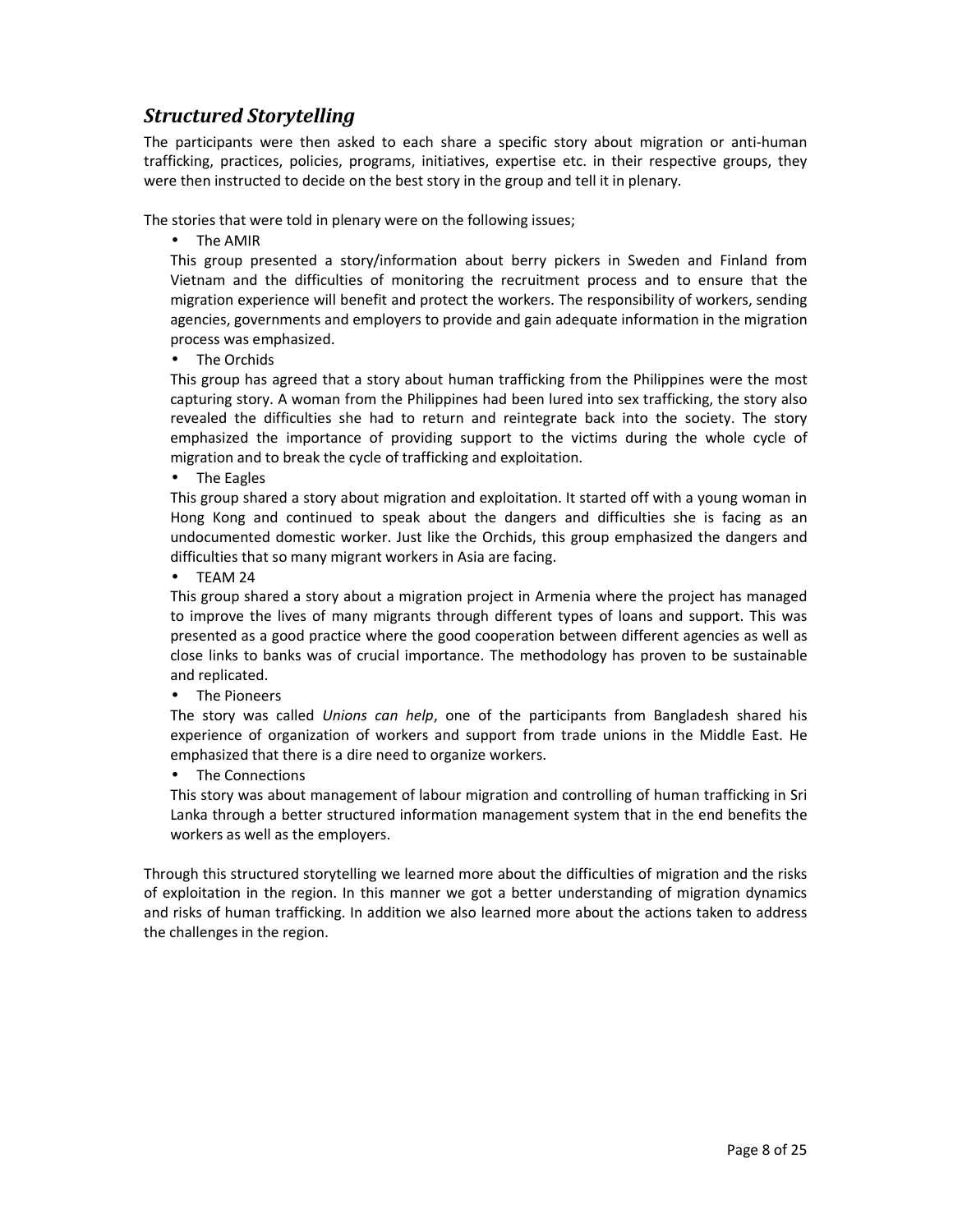## *Structured Storytelling*

The participants were then asked to each share a specific story about migration or anti-human trafficking, practices, policies, programs, initiatives, expertise etc. in their respective groups, they were then instructed to decide on the best story in the group and tell it in plenary.

The stories that were told in plenary were on the following issues;

- The AMIR

  This group presented a story/information about berry pickers in Sweden and Finland from Vietnam and the difficulties of monitoring the recruitment process and to ensure that the migration experience will benefit and protect the workers. The responsibility of workers, sending agencies, governments and employers to provide and gain adequate information in the migration process was emphasized.

- The Orchids

  This group has agreed that a story about human trafficking from the Philippines were the most capturing story. A woman from the Philippines had been lured into sex trafficking, the story also revealed the difficulties she had to return and reintegrate back into the society. The story emphasized the importance of providing support to the victims during the whole cycle of migration and to break the cycle of trafficking and exploitation.

- The Eagles

  This group shared a story about migration and exploitation. It started off with a young woman in Hong Kong and continued to speak about the dangers and difficulties she is facing as an undocumented domestic worker. Just like the Orchids, this group emphasized the dangers and difficulties that so many migrant workers in Asia are facing.

- TEAM 24

  This group shared a story about a migration project in Armenia where the project has managed to improve the lives of many migrants through different types of loans and support. This was presented as a good practice where the good cooperation between different agencies as well as close links to banks was of crucial importance. The methodology has proven to be sustainable and replicated.

- The Pioneers

  The story was called *Unions can help*, one of the participants from Bangladesh shared his experience of organization of workers and support from trade unions in the Middle East. He emphasized that there is a dire need to organize workers.

- The Connections

  This story was about management of labour migration and controlling of human trafficking in Sri Lanka through a better structured information management system that in the end benefits the workers as well as the employers.

Through this structured storytelling we learned more about the difficulties of migration and the risks of exploitation in the region. In this manner we got a better understanding of migration dynamics and risks of human trafficking. In addition we also learned more about the actions taken to address the challenges in the region.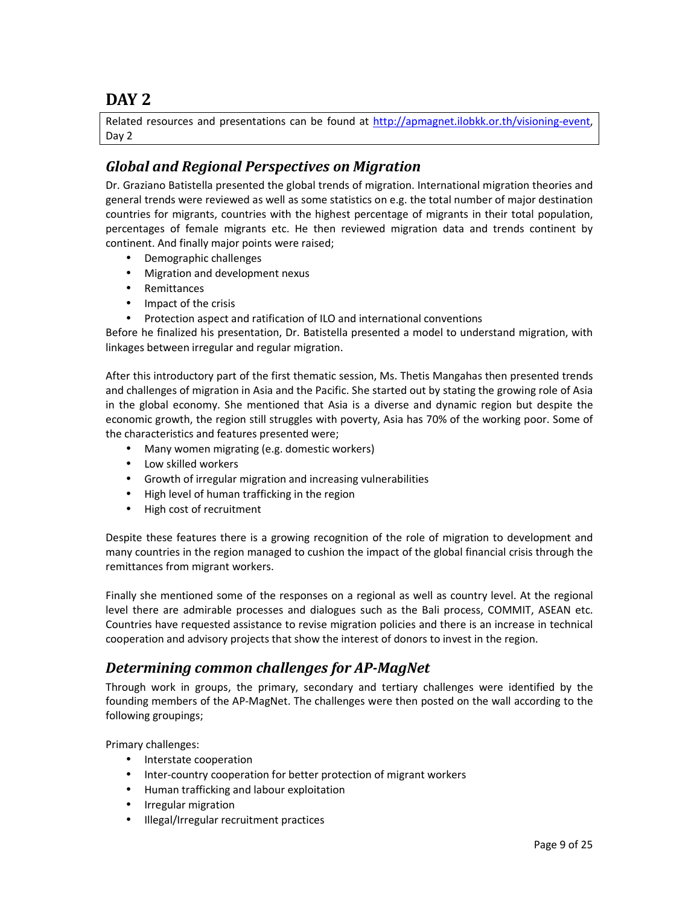# DAY 2

Related resources and presentations can be found at http://apmagnet.ilobkk.or.th/visioning-event, Day 2

## *Global and Regional Perspectives on Migration*

Dr. Graziano Batistella presented the global trends of migration. International migration theories and general trends were reviewed as well as some statistics on e.g. the total number of major destination countries for migrants, countries with the highest percentage of migrants in their total population, percentages of female migrants etc. He then reviewed migration data and trends continent by continent. And finally major points were raised;

- Demographic challenges
- Migration and development nexus
- Remittances
- Impact of the crisis
- Protection aspect and ratification of ILO and international conventions

Before he finalized his presentation, Dr. Batistella presented a model to understand migration, with linkages between irregular and regular migration.

After this introductory part of the first thematic session, Ms. Thetis Mangahas then presented trends and challenges of migration in Asia and the Pacific. She started out by stating the growing role of Asia in the global economy. She mentioned that Asia is a diverse and dynamic region but despite the economic growth, the region still struggles with poverty, Asia has 70% of the working poor. Some of the characteristics and features presented were;

- Many women migrating (e.g. domestic workers)
- Low skilled workers
- Growth of irregular migration and increasing vulnerabilities
- High level of human trafficking in the region
- High cost of recruitment

Despite these features there is a growing recognition of the role of migration to development and many countries in the region managed to cushion the impact of the global financial crisis through the remittances from migrant workers.

Finally she mentioned some of the responses on a regional as well as country level. At the regional level there are admirable processes and dialogues such as the Bali process, COMMIT, ASEAN etc. Countries have requested assistance to revise migration policies and there is an increase in technical cooperation and advisory projects that show the interest of donors to invest in the region.

## *Determining common challenges for AP-MagNet*

Through work in groups, the primary, secondary and tertiary challenges were identified by the founding members of the AP-MagNet. The challenges were then posted on the wall according to the following groupings;

Primary challenges:

- Interstate cooperation
- Inter-country cooperation for better protection of migrant workers
- Human trafficking and labour exploitation
- Irregular migration
- Illegal/Irregular recruitment practices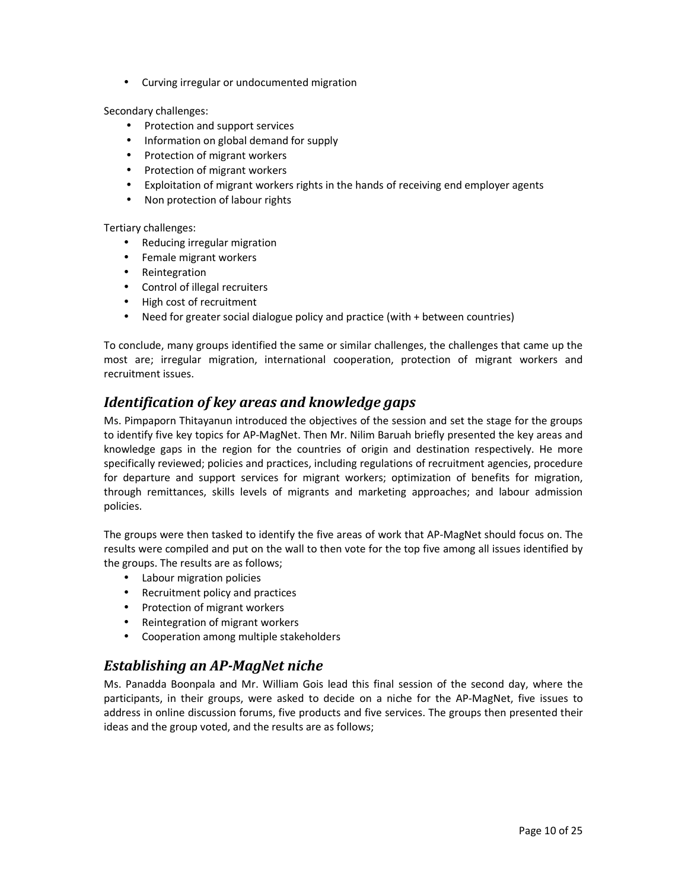- Curving irregular or undocumented migration

Secondary challenges:

- Protection and support services
- Information on global demand for supply
- Protection of migrant workers
- Protection of migrant workers
- Exploitation of migrant workers rights in the hands of receiving end employer agents
- Non protection of labour rights

Tertiary challenges:

- Reducing irregular migration
- Female migrant workers
- Reintegration
- Control of illegal recruiters
- High cost of recruitment
- Need for greater social dialogue policy and practice (with + between countries)

To conclude, many groups identified the same or similar challenges, the challenges that came up the most are; irregular migration, international cooperation, protection of migrant workers and recruitment issues.

## *Identification of key areas and knowledge gaps*

Ms. Pimpaporn Thitayanun introduced the objectives of the session and set the stage for the groups to identify five key topics for AP-MagNet. Then Mr. Nilim Baruah briefly presented the key areas and knowledge gaps in the region for the countries of origin and destination respectively. He more specifically reviewed; policies and practices, including regulations of recruitment agencies, procedure for departure and support services for migrant workers; optimization of benefits for migration, through remittances, skills levels of migrants and marketing approaches; and labour admission policies.

The groups were then tasked to identify the five areas of work that AP-MagNet should focus on. The results were compiled and put on the wall to then vote for the top five among all issues identified by the groups. The results are as follows;

- Labour migration policies
- Recruitment policy and practices
- Protection of migrant workers
- Reintegration of migrant workers
- Cooperation among multiple stakeholders

## *Establishing an AP-MagNet niche*

Ms. Panadda Boonpala and Mr. William Gois lead this final session of the second day, where the participants, in their groups, were asked to decide on a niche for the AP-MagNet, five issues to address in online discussion forums, five products and five services. The groups then presented their ideas and the group voted, and the results are as follows;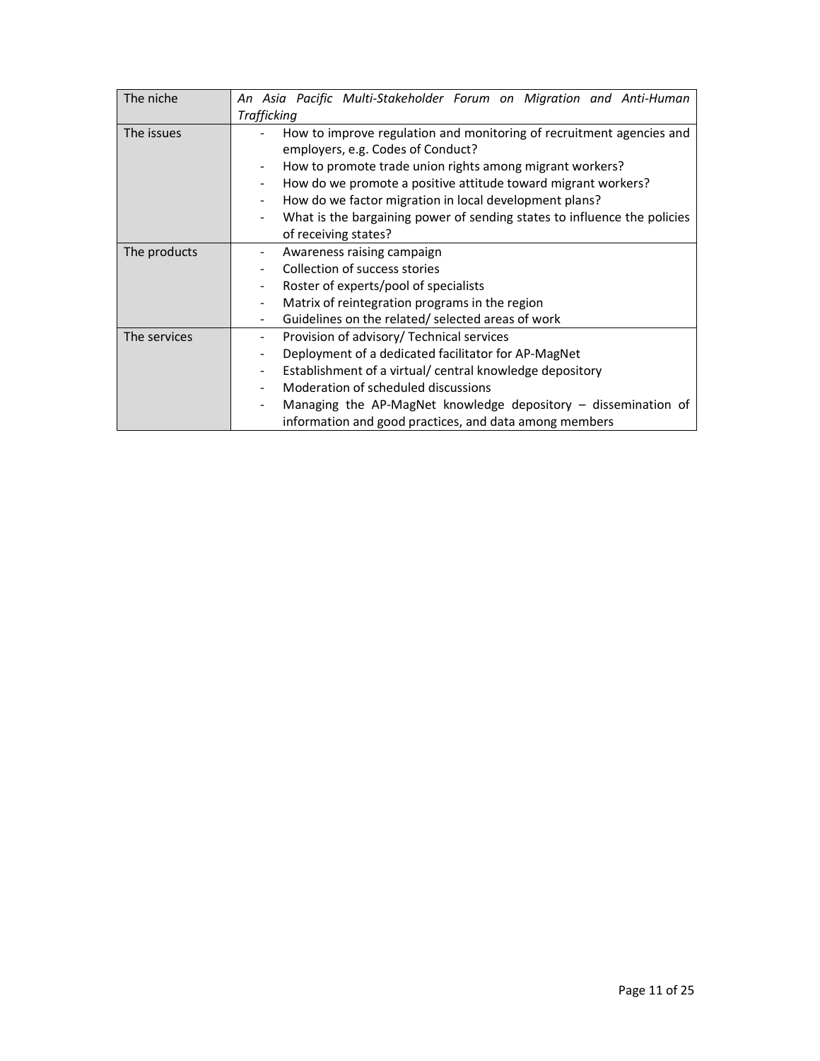| The niche | *An Asia Pacific Multi-Stakeholder Forum on Migration and Anti-Human Trafficking* |
|---|---|
| The issues | - How to improve regulation and monitoring of recruitment agencies and employers, e.g. Codes of Conduct?<br>- How to promote trade union rights among migrant workers?<br>- How do we promote a positive attitude toward migrant workers?<br>- How do we factor migration in local development plans?<br>- What is the bargaining power of sending states to influence the policies of receiving states? |
| The products | - Awareness raising campaign<br>- Collection of success stories<br>- Roster of experts/pool of specialists<br>- Matrix of reintegration programs in the region<br>- Guidelines on the related/ selected areas of work |
| The services | - Provision of advisory/ Technical services<br>- Deployment of a dedicated facilitator for AP-MagNet<br>- Establishment of a virtual/ central knowledge depository<br>- Moderation of scheduled discussions<br>- Managing the AP-MagNet knowledge depository – dissemination of information and good practices, and data among members |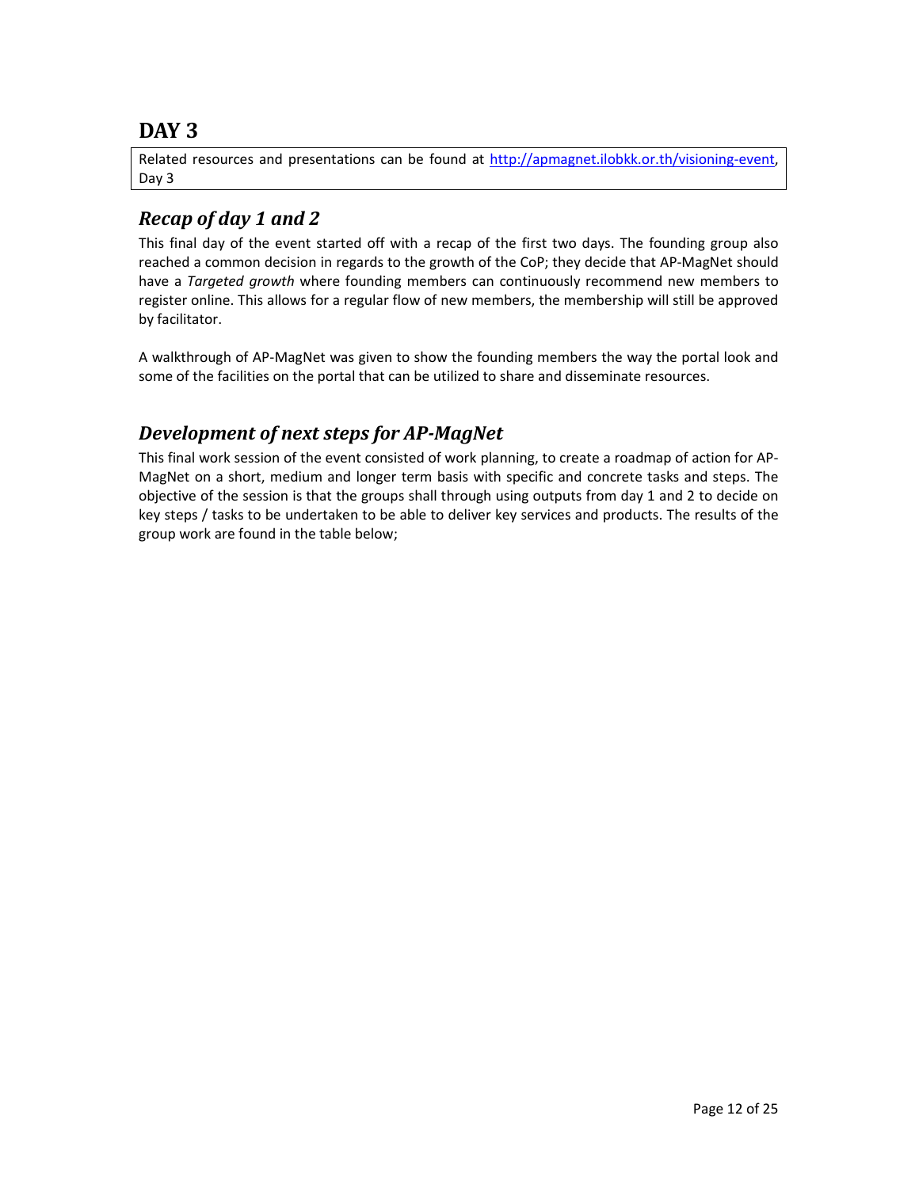# DAY 3

Related resources and presentations can be found at http://apmagnet.ilobkk.or.th/visioning-event, Day 3

## *Recap of day 1 and 2*

This final day of the event started off with a recap of the first two days. The founding group also reached a common decision in regards to the growth of the CoP; they decide that AP-MagNet should have a *Targeted growth* where founding members can continuously recommend new members to register online. This allows for a regular flow of new members, the membership will still be approved by facilitator.

A walkthrough of AP-MagNet was given to show the founding members the way the portal look and some of the facilities on the portal that can be utilized to share and disseminate resources.

## *Development of next steps for AP-MagNet*

This final work session of the event consisted of work planning, to create a roadmap of action for AP-MagNet on a short, medium and longer term basis with specific and concrete tasks and steps. The objective of the session is that the groups shall through using outputs from day 1 and 2 to decide on key steps / tasks to be undertaken to be able to deliver key services and products. The results of the group work are found in the table below;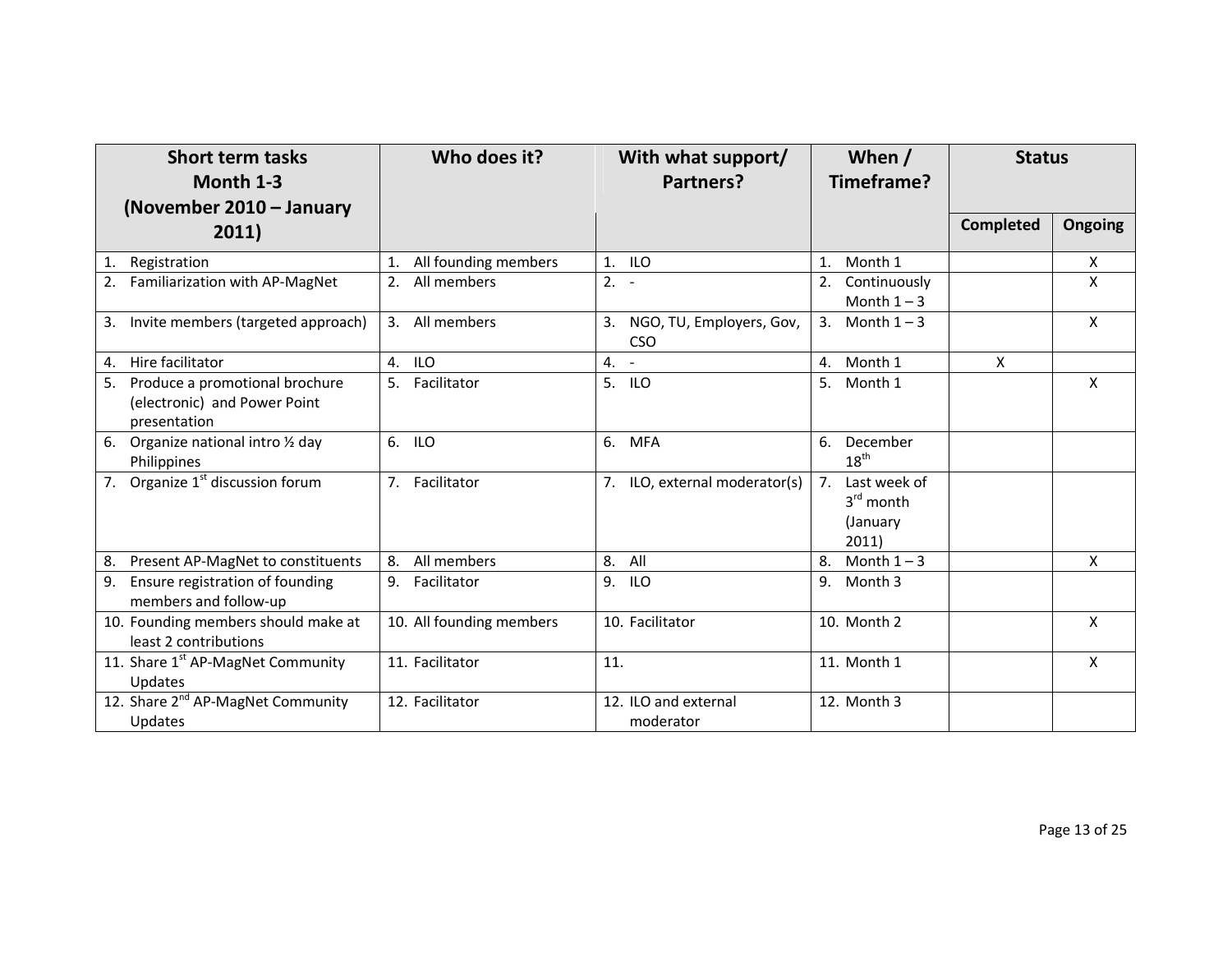| Short term tasks Month 1-3 (November 2010 – January 2011) | Who does it? | With what support/ Partners? | When / Timeframe? | Status | |
|---|---|---|---|---|---|
| | | | | Completed | Ongoing |
| 1. Registration | 1. All founding members | 1. ILO | 1. Month 1 | | X |
| 2. Familiarization with AP-MagNet | 2. All members | 2. - | 2. Continuously Month 1 – 3 | | X |
| 3. Invite members (targeted approach) | 3. All members | 3. NGO, TU, Employers, Gov, CSO | 3. Month 1 – 3 | | X |
| 4. Hire facilitator | 4. ILO | 4. - | 4. Month 1 | X | |
| 5. Produce a promotional brochure (electronic) and Power Point presentation | 5. Facilitator | 5. ILO | 5. Month 1 | | X |
| 6. Organize national intro ½ day Philippines | 6. ILO | 6. MFA | 6. December 18th | | |
| 7. Organize 1st discussion forum | 7. Facilitator | 7. ILO, external moderator(s) | 7. Last week of 3rd month (January 2011) | | |
| 8. Present AP-MagNet to constituents | 8. All members | 8. All | 8. Month 1 – 3 | | X |
| 9. Ensure registration of founding members and follow-up | 9. Facilitator | 9. ILO | 9. Month 3 | | |
| 10. Founding members should make at least 2 contributions | 10. All founding members | 10. Facilitator | 10. Month 2 | | X |
| 11. Share 1st AP-MagNet Community Updates | 11. Facilitator | 11. | 11. Month 1 | | X |
| 12. Share 2nd AP-MagNet Community Updates | 12. Facilitator | 12. ILO and external moderator | 12. Month 3 | | |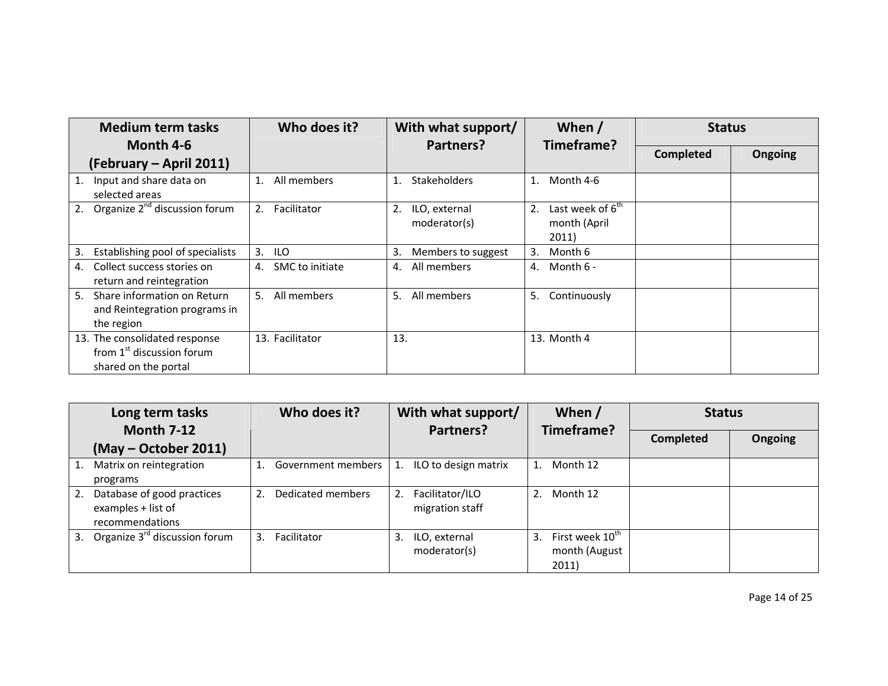| Medium term tasks<br>Month 4-6<br>(February – April 2011) | Who does it? | With what support/ Partners? | When / Timeframe? | Status | |
|---|---|---|---|---|---|
| | | | | Completed | Ongoing |
| 1. Input and share data on selected areas | 1. All members | 1. Stakeholders | 1. Month 4-6 | | |
| 2. Organize 2nd discussion forum | 2. Facilitator | 2. ILO, external moderator(s) | 2. Last week of 6th month (April 2011) | | |
| 3. Establishing pool of specialists | 3. ILO | 3. Members to suggest | 3. Month 6 | | |
| 4. Collect success stories on return and reintegration | 4. SMC to initiate | 4. All members | 4. Month 6 - | | |
| 5. Share information on Return and Reintegration programs in the region | 5. All members | 5. All members | 5. Continuously | | |
| 13. The consolidated response from 1st discussion forum shared on the portal | 13. Facilitator | 13. | 13. Month 4 | | |

| Long term tasks<br>Month 7-12<br>(May – October 2011) | Who does it? | With what support/ Partners? | When / Timeframe? | Status | |
|---|---|---|---|---|---|
| | | | | Completed | Ongoing |
| 1. Matrix on reintegration programs | 1. Government members | 1. ILO to design matrix | 1. Month 12 | | |
| 2. Database of good practices examples + list of recommendations | 2. Dedicated members | 2. Facilitator/ILO migration staff | 2. Month 12 | | |
| 3. Organize 3rd discussion forum | 3. Facilitator | 3. ILO, external moderator(s) | 3. First week 10th month (August 2011) | | |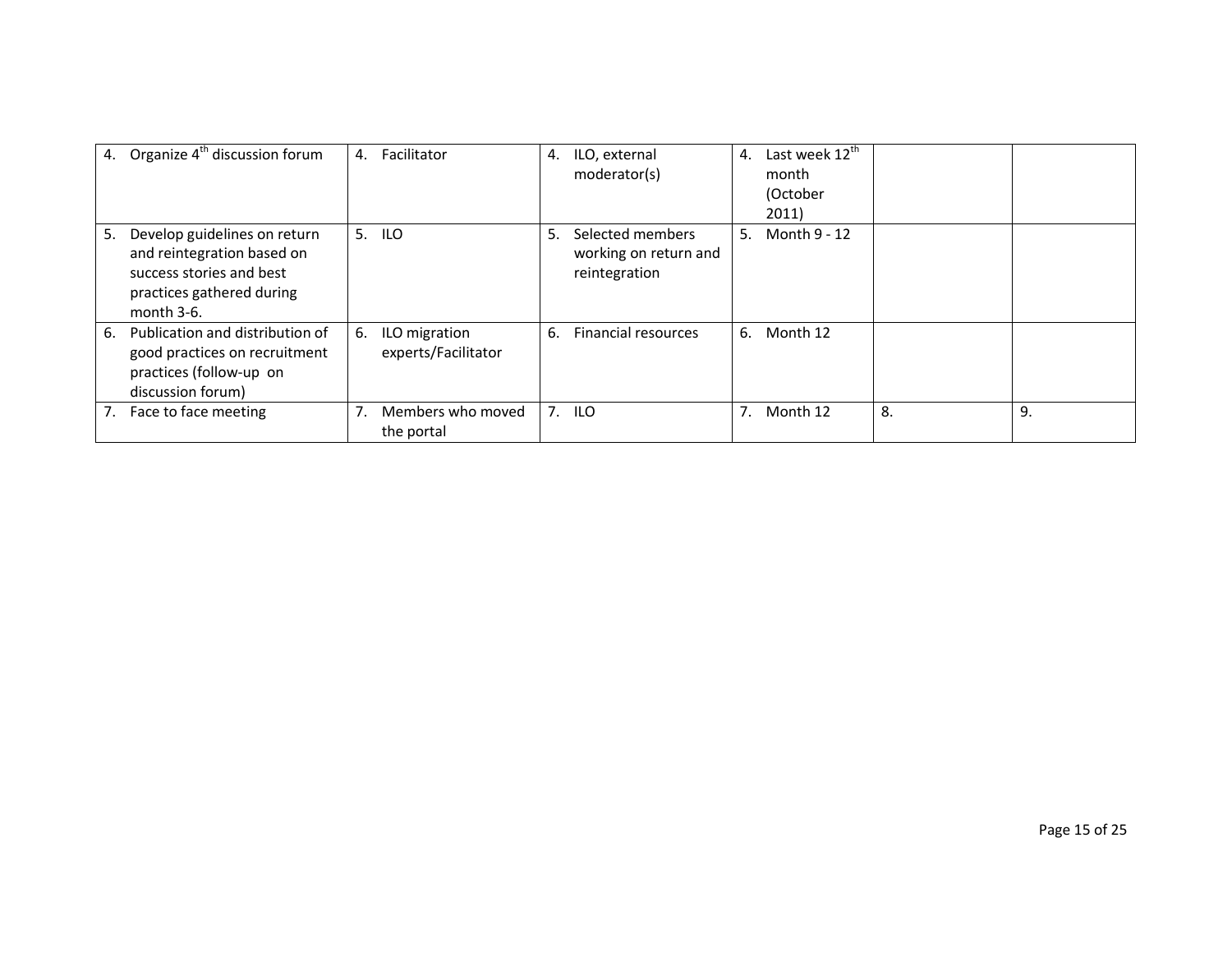| | | | | | |
|---|---|---|---|---|---|
| 4. Organize 4th discussion forum | 4. Facilitator | 4. ILO, external moderator(s) | 4. Last week 12th month (October 2011) | | |
| 5. Develop guidelines on return and reintegration based on success stories and best practices gathered during month 3-6. | 5. ILO | 5. Selected members working on return and reintegration | 5. Month 9 - 12 | | |
| 6. Publication and distribution of good practices on recruitment practices (follow-up on discussion forum) | 6. ILO migration experts/Facilitator | 6. Financial resources | 6. Month 12 | | |
| 7. Face to face meeting | 7. Members who moved the portal | 7. ILO | 7. Month 12 | 8. | 9. |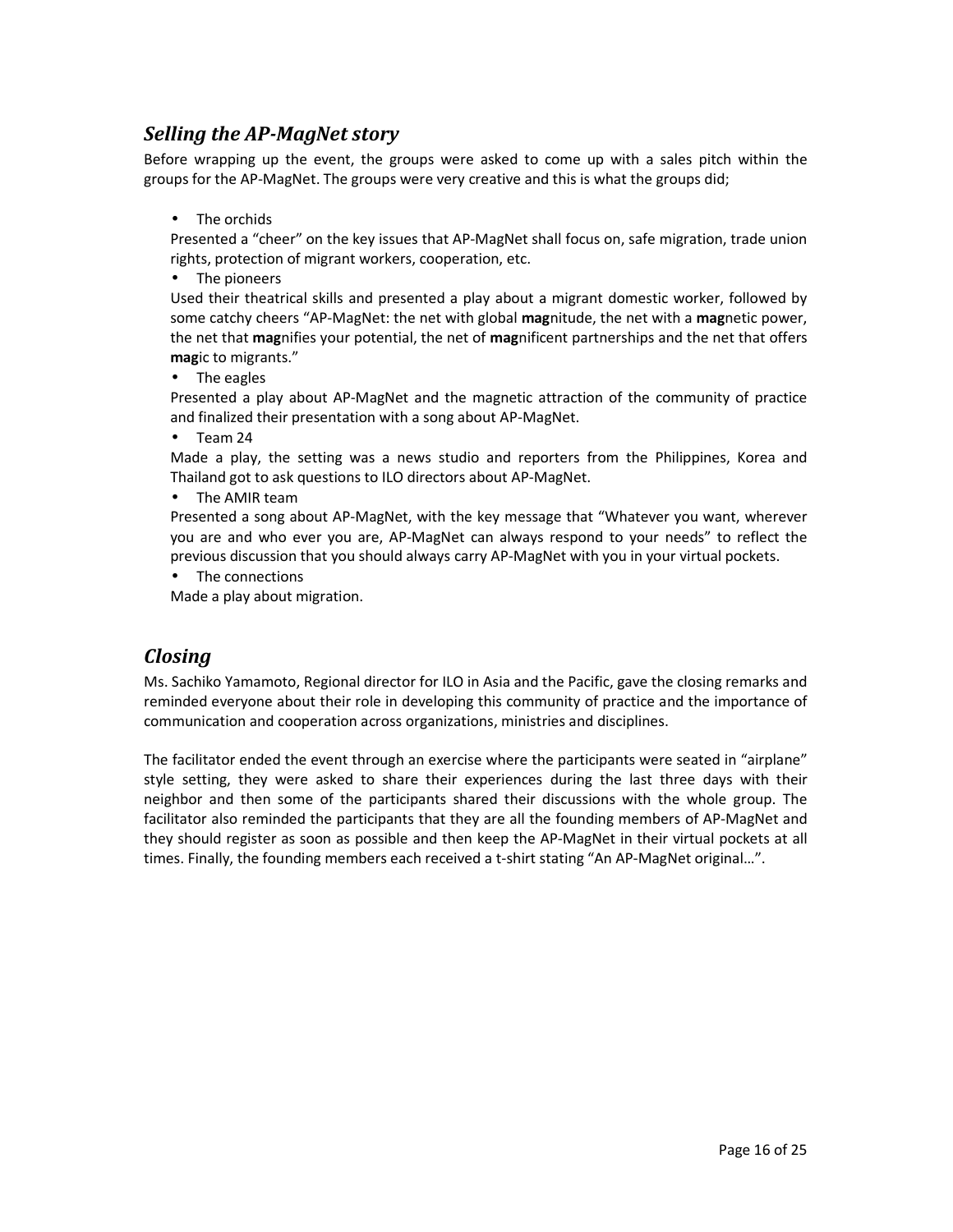## *Selling the AP-MagNet story*

Before wrapping up the event, the groups were asked to come up with a sales pitch within the groups for the AP-MagNet. The groups were very creative and this is what the groups did;

- The orchids

Presented a "cheer" on the key issues that AP-MagNet shall focus on, safe migration, trade union rights, protection of migrant workers, cooperation, etc.

- The pioneers

Used their theatrical skills and presented a play about a migrant domestic worker, followed by some catchy cheers "AP-MagNet: the net with global **mag**nitude, the net with a **mag**netic power, the net that **mag**nifies your potential, the net of **mag**nificent partnerships and the net that offers **mag**ic to migrants."

- The eagles

Presented a play about AP-MagNet and the magnetic attraction of the community of practice and finalized their presentation with a song about AP-MagNet.

- Team 24

Made a play, the setting was a news studio and reporters from the Philippines, Korea and Thailand got to ask questions to ILO directors about AP-MagNet.

- The AMIR team

Presented a song about AP-MagNet, with the key message that "Whatever you want, wherever you are and who ever you are, AP-MagNet can always respond to your needs" to reflect the previous discussion that you should always carry AP-MagNet with you in your virtual pockets.

- The connections

Made a play about migration.

## *Closing*

Ms. Sachiko Yamamoto, Regional director for ILO in Asia and the Pacific, gave the closing remarks and reminded everyone about their role in developing this community of practice and the importance of communication and cooperation across organizations, ministries and disciplines.

The facilitator ended the event through an exercise where the participants were seated in "airplane" style setting, they were asked to share their experiences during the last three days with their neighbor and then some of the participants shared their discussions with the whole group. The facilitator also reminded the participants that they are all the founding members of AP-MagNet and they should register as soon as possible and then keep the AP-MagNet in their virtual pockets at all times. Finally, the founding members each received a t-shirt stating "An AP-MagNet original…".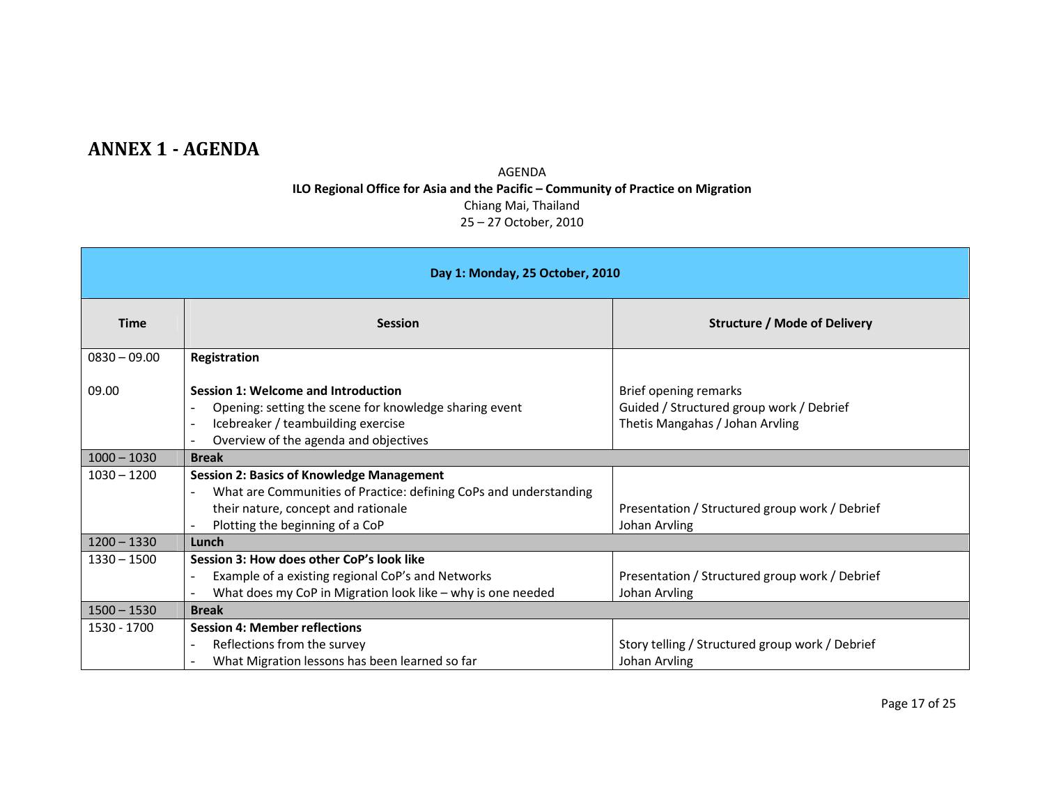# ANNEX 1 - AGENDA

AGENDA

**ILO Regional Office for Asia and the Pacific – Community of Practice on Migration**

Chiang Mai, Thailand

25 – 27 October, 2010

| **Day 1: Monday, 25 October, 2010** | | |
|---|---|---|
| **Time** | **Session** | **Structure / Mode of Delivery** |
| 0830 – 09.00 | **Registration** | |
| 09.00 | **Session 1: Welcome and Introduction**<br>- Opening: setting the scene for knowledge sharing event<br>- Icebreaker / teambuilding exercise<br>- Overview of the agenda and objectives | Brief opening remarks<br>Guided / Structured group work / Debrief<br>Thetis Mangahas / Johan Arvling |
| 1000 – 1030 | **Break** | |
| 1030 – 1200 | **Session 2: Basics of Knowledge Management**<br>- What are Communities of Practice: defining CoPs and understanding their nature, concept and rationale<br>- Plotting the beginning of a CoP | Presentation / Structured group work / Debrief<br>Johan Arvling |
| 1200 – 1330 | **Lunch** | |
| 1330 – 1500 | **Session 3: How does other CoP's look like**<br>- Example of a existing regional CoP's and Networks<br>- What does my CoP in Migration look like – why is one needed | Presentation / Structured group work / Debrief<br>Johan Arvling |
| 1500 – 1530 | **Break** | |
| 1530 - 1700 | **Session 4: Member reflections**<br>- Reflections from the survey<br>- What Migration lessons has been learned so far | Story telling / Structured group work / Debrief<br>Johan Arvling |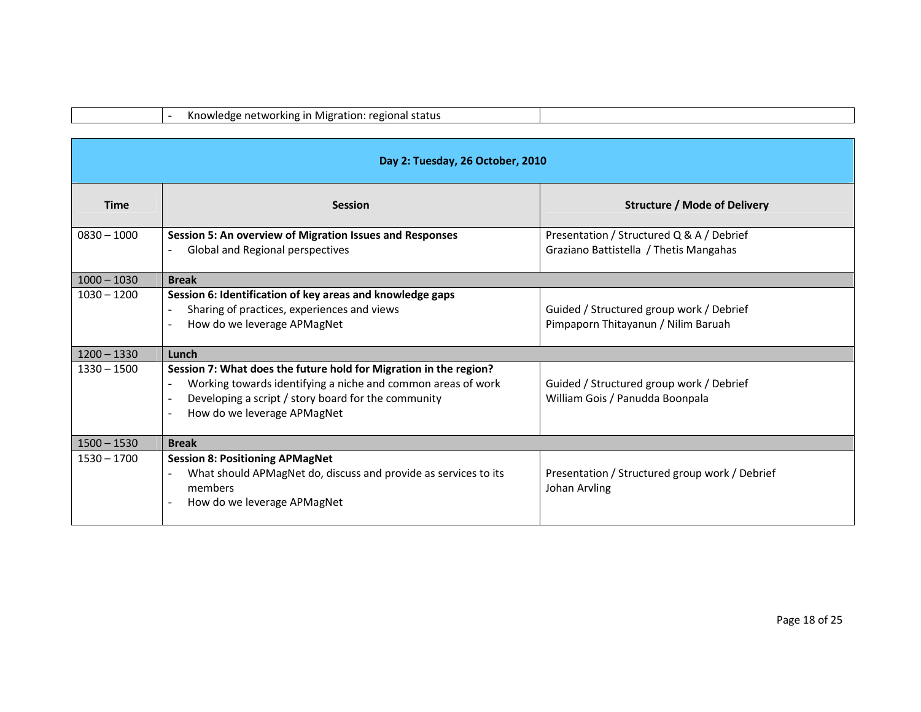| | - Knowledge networking in Migration: regional status | |
|---|---|---|

| **Day 2: Tuesday, 26 October, 2010** | | |
|---|---|---|
| **Time** | **Session** | **Structure / Mode of Delivery** |
| 0830 – 1000 | **Session 5: An overview of Migration Issues and Responses**<br>- Global and Regional perspectives | Presentation / Structured Q & A / Debrief<br>Graziano Battistella / Thetis Mangahas |
| 1000 – 1030 | **Break** | |
| 1030 – 1200 | **Session 6: Identification of key areas and knowledge gaps**<br>- Sharing of practices, experiences and views<br>- How do we leverage APMagNet | Guided / Structured group work / Debrief<br>Pimpaporn Thitayanun / Nilim Baruah |
| 1200 – 1330 | **Lunch** | |
| 1330 – 1500 | **Session 7: What does the future hold for Migration in the region?**<br>- Working towards identifying a niche and common areas of work<br>- Developing a script / story board for the community<br>- How do we leverage APMagNet | Guided / Structured group work / Debrief<br>William Gois / Panudda Boonpala |
| 1500 – 1530 | **Break** | |
| 1530 – 1700 | **Session 8: Positioning APMagNet**<br>- What should APMagNet do, discuss and provide as services to its members<br>- How do we leverage APMagNet | Presentation / Structured group work / Debrief<br>Johan Arvling |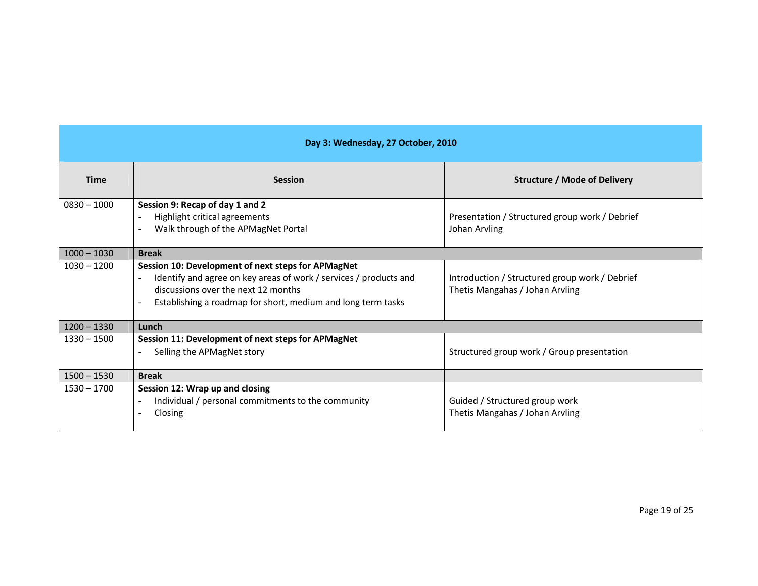| Day 3: Wednesday, 27 October, 2010 | | |
|---|---|---|
| **Time** | **Session** | **Structure / Mode of Delivery** |
| 0830 – 1000 | **Session 9: Recap of day 1 and 2**<br>- Highlight critical agreements<br>- Walk through of the APMagNet Portal | Presentation / Structured group work / Debrief<br>Johan Arvling |
| 1000 – 1030 | **Break** | |
| 1030 – 1200 | **Session 10: Development of next steps for APMagNet**<br>- Identify and agree on key areas of work / services / products and discussions over the next 12 months<br>- Establishing a roadmap for short, medium and long term tasks | Introduction / Structured group work / Debrief<br>Thetis Mangahas / Johan Arvling |
| 1200 – 1330 | **Lunch** | |
| 1330 – 1500 | **Session 11: Development of next steps for APMagNet**<br>- Selling the APMagNet story | Structured group work / Group presentation |
| 1500 – 1530 | **Break** | |
| 1530 – 1700 | **Session 12: Wrap up and closing**<br>- Individual / personal commitments to the community<br>- Closing | Guided / Structured group work<br>Thetis Mangahas / Johan Arvling |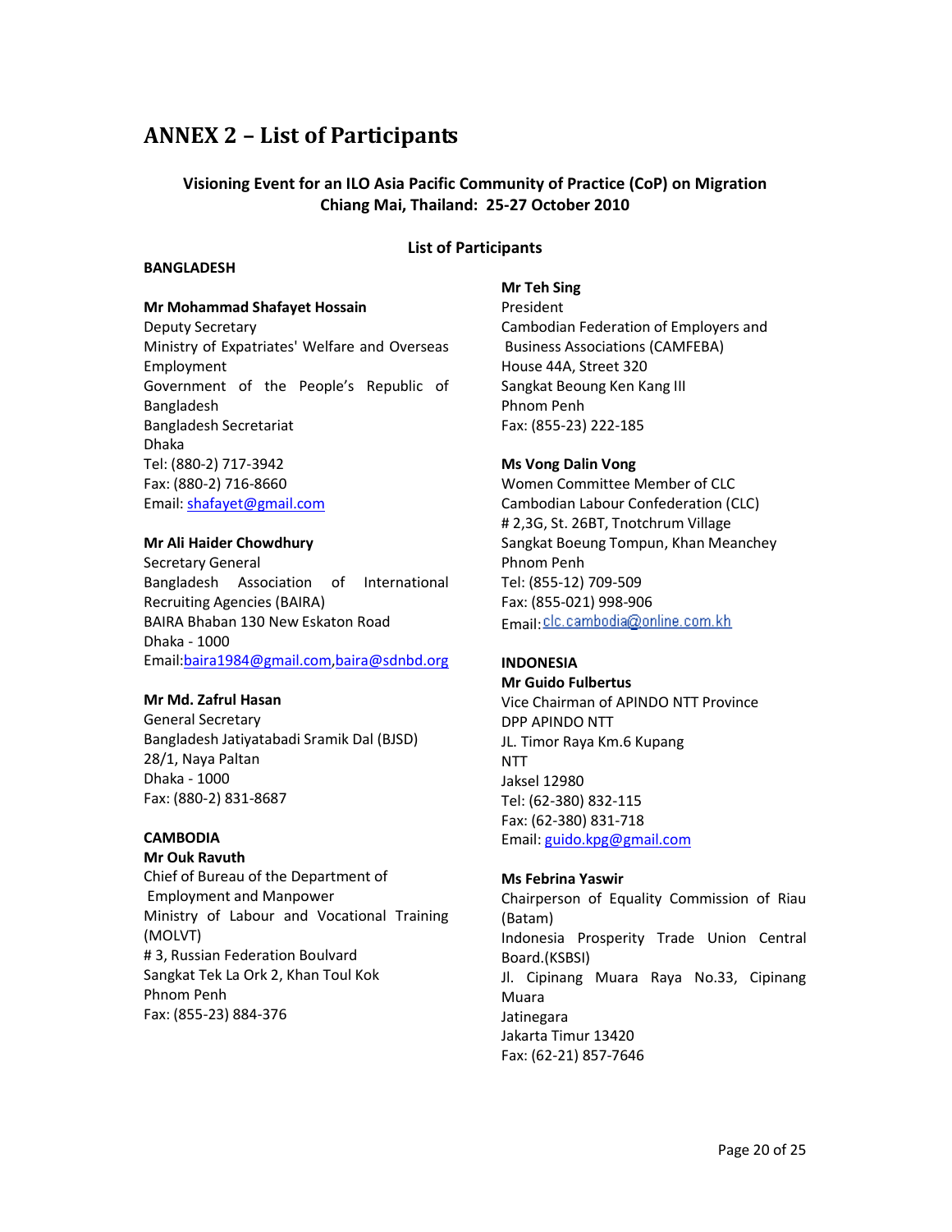# ANNEX 2 – List of Participants

**Visioning Event for an ILO Asia Pacific Community of Practice (CoP) on Migration**
**Chiang Mai, Thailand: 25-27 October 2010**

**List of Participants**

**BANGLADESH**

**Mr Mohammad Shafayet Hossain**
Deputy Secretary
Ministry of Expatriates' Welfare and Overseas Employment
Government of the People's Republic of Bangladesh
Bangladesh Secretariat
Dhaka
Tel: (880-2) 717-3942
Fax: (880-2) 716-8660
Email: shafayet@gmail.com

**Mr Ali Haider Chowdhury**
Secretary General
Bangladesh Association of International Recruiting Agencies (BAIRA)
BAIRA Bhaban 130 New Eskaton Road
Dhaka - 1000
Email:baira1984@gmail.com,baira@sdnbd.org

**Mr Md. Zafrul Hasan**
General Secretary
Bangladesh Jatiyatabadi Sramik Dal (BJSD)
28/1, Naya Paltan
Dhaka - 1000
Fax: (880-2) 831-8687

**CAMBODIA**

**Mr Ouk Ravuth**
Chief of Bureau of the Department of Employment and Manpower
Ministry of Labour and Vocational Training (MOLVT)
# 3, Russian Federation Boulvard
Sangkat Tek La Ork 2, Khan Toul Kok
Phnom Penh
Fax: (855-23) 884-376

**Mr Teh Sing**
President
Cambodian Federation of Employers and Business Associations (CAMFEBA)
House 44A, Street 320
Sangkat Beoung Ken Kang III
Phnom Penh
Fax: (855-23) 222-185

**Ms Vong Dalin Vong**
Women Committee Member of CLC
Cambodian Labour Confederation (CLC)
# 2,3G, St. 26BT, Tnotchrum Village
Sangkat Boeung Tompun, Khan Meanchey
Phnom Penh
Tel: (855-12) 709-509
Fax: (855-021) 998-906
Email: clc.cambodia@online.com.kh

**INDONESIA**

**Mr Guido Fulbertus**
Vice Chairman of APINDO NTT Province
DPP APINDO NTT
JL. Timor Raya Km.6 Kupang
NTT
Jaksel 12980
Tel: (62-380) 832-115
Fax: (62-380) 831-718
Email: guido.kpg@gmail.com

**Ms Febrina Yaswir**
Chairperson of Equality Commission of Riau (Batam)
Indonesia Prosperity Trade Union Central Board.(KSBSI)
Jl. Cipinang Muara Raya No.33, Cipinang Muara
Jatinegara
Jakarta Timur 13420
Fax: (62-21) 857-7646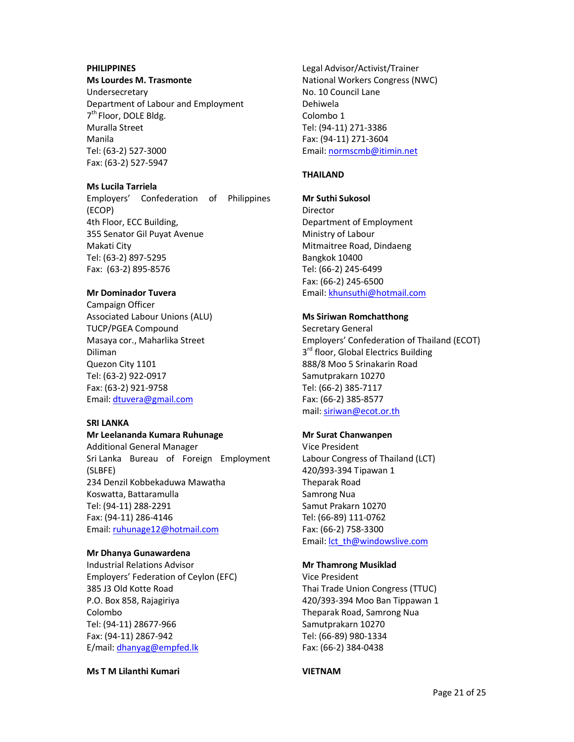**PHILIPPINES**

**Ms Lourdes M. Trasmonte**
Undersecretary
Department of Labour and Employment
7th Floor, DOLE Bldg.
Muralla Street
Manila
Tel: (63-2) 527-3000
Fax: (63-2) 527-5947

**Ms Lucila Tarriela**
Employers' Confederation of Philippines (ECOP)
4th Floor, ECC Building,
355 Senator Gil Puyat Avenue
Makati City
Tel: (63-2) 897-5295
Fax: (63-2) 895-8576

**Mr Dominador Tuvera**
Campaign Officer
Associated Labour Unions (ALU)
TUCP/PGEA Compound
Masaya cor., Maharlika Street
Diliman
Quezon City 1101
Tel: (63-2) 922-0917
Fax: (63-2) 921-9758
Email: dtuvera@gmail.com

**SRI LANKA**

**Mr Leelananda Kumara Ruhunage**
Additional General Manager
Sri Lanka Bureau of Foreign Employment (SLBFE)
234 Denzil Kobbekaduwa Mawatha
Koswatta, Battaramulla
Tel: (94-11) 288-2291
Fax: (94-11) 286-4146
Email: ruhunage12@hotmail.com

**Mr Dhanya Gunawardena**
Industrial Relations Advisor
Employers' Federation of Ceylon (EFC)
385 J3 Old Kotte Road
P.O. Box 858, Rajagiriya
Colombo
Tel: (94-11) 28677-966
Fax: (94-11) 2867-942
E/mail: dhanyag@empfed.lk

**Ms T M Lilanthi Kumari**
Legal Advisor/Activist/Trainer
National Workers Congress (NWC)
No. 10 Council Lane
Dehiwela
Colombo 1
Tel: (94-11) 271-3386
Fax: (94-11) 271-3604
Email: normscmb@itimin.net

**THAILAND**

**Mr Suthi Sukosol**
Director
Department of Employment
Ministry of Labour
Mitmaitree Road, Dindaeng
Bangkok 10400
Tel: (66-2) 245-6499
Fax: (66-2) 245-6500
Email: khunsuthi@hotmail.com

**Ms Siriwan Romchatthong**
Secretary General
Employers' Confederation of Thailand (ECOT)
3rd floor, Global Electrics Building
888/8 Moo 5 Srinakarin Road
Samutprakarn 10270
Tel: (66-2) 385-7117
Fax: (66-2) 385-8577
mail: siriwan@ecot.or.th

**Mr Surat Chanwanpen**
Vice President
Labour Congress of Thailand (LCT)
420/393-394 Tipawan 1
Theparak Road
Samrong Nua
Samut Prakarn 10270
Tel: (66-89) 111-0762
Fax: (66-2) 758-3300
Email: lct_th@windowslive.com

**Mr Thamrong Musiklad**
Vice President
Thai Trade Union Congress (TTUC)
420/393-394 Moo Ban Tippawan 1
Theparak Road, Samrong Nua
Samutprakarn 10270
Tel: (66-89) 980-1334
Fax: (66-2) 384-0438

**VIETNAM**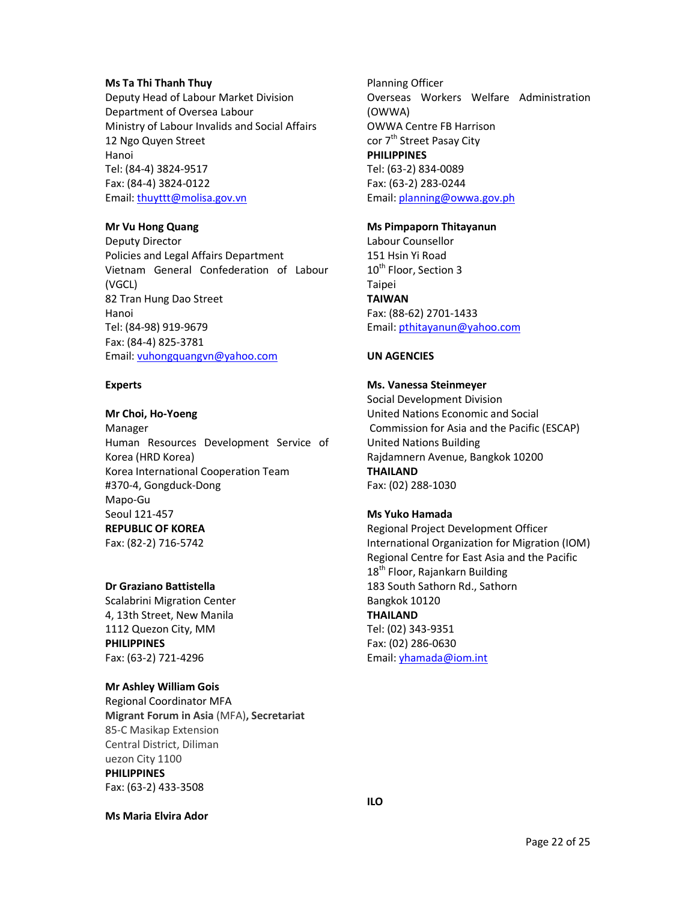**Ms Ta Thi Thanh Thuy**
Deputy Head of Labour Market Division
Department of Oversea Labour
Ministry of Labour Invalids and Social Affairs
12 Ngo Quyen Street
Hanoi
Tel: (84-4) 3824-9517
Fax: (84-4) 3824-0122
Email: thuyttt@molisa.gov.vn

**Mr Vu Hong Quang**
Deputy Director
Policies and Legal Affairs Department
Vietnam General Confederation of Labour (VGCL)
82 Tran Hung Dao Street
Hanoi
Tel: (84-98) 919-9679
Fax: (84-4) 825-3781
Email: vuhongquangvn@yahoo.com

**Experts**

**Mr Choi, Ho-Yoeng**
Manager
Human Resources Development Service of Korea (HRD Korea)
Korea International Cooperation Team
#370-4, Gongduck-Dong
Mapo-Gu
Seoul 121-457
**REPUBLIC OF KOREA**
Fax: (82-2) 716-5742

**Dr Graziano Battistella**
Scalabrini Migration Center
4, 13th Street, New Manila
1112 Quezon City, MM
**PHILIPPINES**
Fax: (63-2) 721-4296

**Mr Ashley William Gois**
Regional Coordinator MFA
**Migrant Forum in Asia** (MFA)**, Secretariat**
85-C Masikap Extension
Central District, Diliman
uezon City 1100
**PHILIPPINES**
Fax: (63-2) 433-3508

**Ms Maria Elvira Ador**
Planning Officer
Overseas Workers Welfare Administration (OWWA)
OWWA Centre FB Harrison
cor 7th Street Pasay City
**PHILIPPINES**
Tel: (63-2) 834-0089
Fax: (63-2) 283-0244
Email: planning@owwa.gov.ph

**Ms Pimpaporn Thitayanun**
Labour Counsellor
151 Hsin Yi Road
10th Floor, Section 3
Taipei
**TAIWAN**
Fax: (88-62) 2701-1433
Email: pthitayanun@yahoo.com

**UN AGENCIES**

**Ms. Vanessa Steinmeyer**
Social Development Division
United Nations Economic and Social Commission for Asia and the Pacific (ESCAP)
United Nations Building
Rajdamnern Avenue, Bangkok 10200
**THAILAND**
Fax: (02) 288-1030

**Ms Yuko Hamada**
Regional Project Development Officer
International Organization for Migration (IOM)
Regional Centre for East Asia and the Pacific
18th Floor, Rajankarn Building
183 South Sathorn Rd., Sathorn
Bangkok 10120
**THAILAND**
Tel: (02) 343-9351
Fax: (02) 286-0630
Email: yhamada@iom.int

**ILO**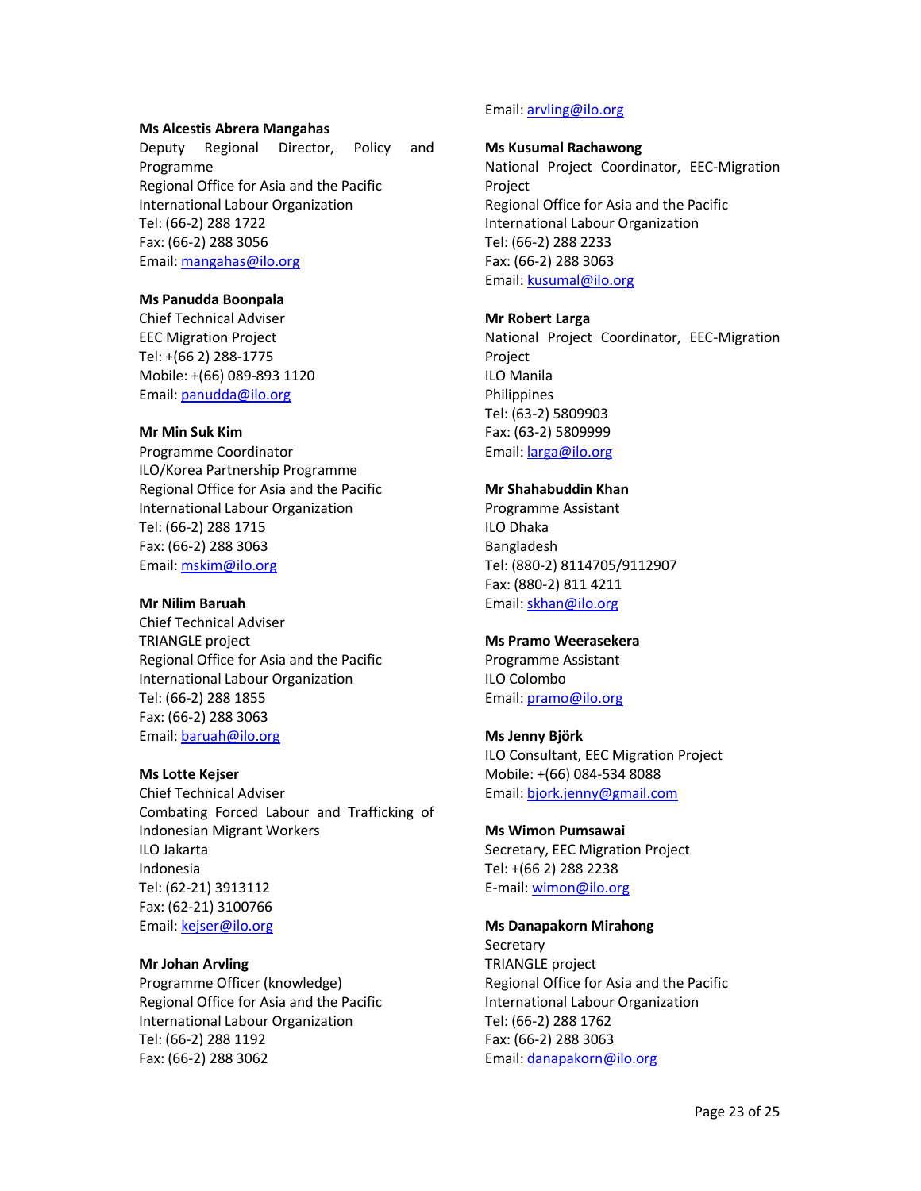**Ms Alcestis Abrera Mangahas**
Deputy Regional Director, Policy and Programme
Regional Office for Asia and the Pacific
International Labour Organization
Tel: (66-2) 288 1722
Fax: (66-2) 288 3056
Email: mangahas@ilo.org

**Ms Panudda Boonpala**
Chief Technical Adviser
EEC Migration Project
Tel: +(66 2) 288-1775
Mobile: +(66) 089-893 1120
Email: panudda@ilo.org

**Mr Min Suk Kim**
Programme Coordinator
ILO/Korea Partnership Programme
Regional Office for Asia and the Pacific
International Labour Organization
Tel: (66-2) 288 1715
Fax: (66-2) 288 3063
Email: mskim@ilo.org

**Mr Nilim Baruah**
Chief Technical Adviser
TRIANGLE project
Regional Office for Asia and the Pacific
International Labour Organization
Tel: (66-2) 288 1855
Fax: (66-2) 288 3063
Email: baruah@ilo.org

**Ms Lotte Kejser**
Chief Technical Adviser
Combating Forced Labour and Trafficking of Indonesian Migrant Workers
ILO Jakarta
Indonesia
Tel: (62-21) 3913112
Fax: (62-21) 3100766
Email: kejser@ilo.org

**Mr Johan Arvling**
Programme Officer (knowledge)
Regional Office for Asia and the Pacific
International Labour Organization
Tel: (66-2) 288 1192
Fax: (66-2) 288 3062
Email: arvling@ilo.org

**Ms Kusumal Rachawong**
National Project Coordinator, EEC-Migration Project
Regional Office for Asia and the Pacific
International Labour Organization
Tel: (66-2) 288 2233
Fax: (66-2) 288 3063
Email: kusumal@ilo.org

**Mr Robert Larga**
National Project Coordinator, EEC-Migration Project
ILO Manila
Philippines
Tel: (63-2) 5809903
Fax: (63-2) 5809999
Email: larga@ilo.org

**Mr Shahabuddin Khan**
Programme Assistant
ILO Dhaka
Bangladesh
Tel: (880-2) 8114705/9112907
Fax: (880-2) 811 4211
Email: skhan@ilo.org

**Ms Pramo Weerasekera**
Programme Assistant
ILO Colombo
Email: pramo@ilo.org

**Ms Jenny Björk**
ILO Consultant, EEC Migration Project
Mobile: +(66) 084-534 8088
Email: bjork.jenny@gmail.com

**Ms Wimon Pumsawai**
Secretary, EEC Migration Project
Tel: +(66 2) 288 2238
E-mail: wimon@ilo.org

**Ms Danapakorn Mirahong**
Secretary
TRIANGLE project
Regional Office for Asia and the Pacific
International Labour Organization
Tel: (66-2) 288 1762
Fax: (66-2) 288 3063
Email: danapakorn@ilo.org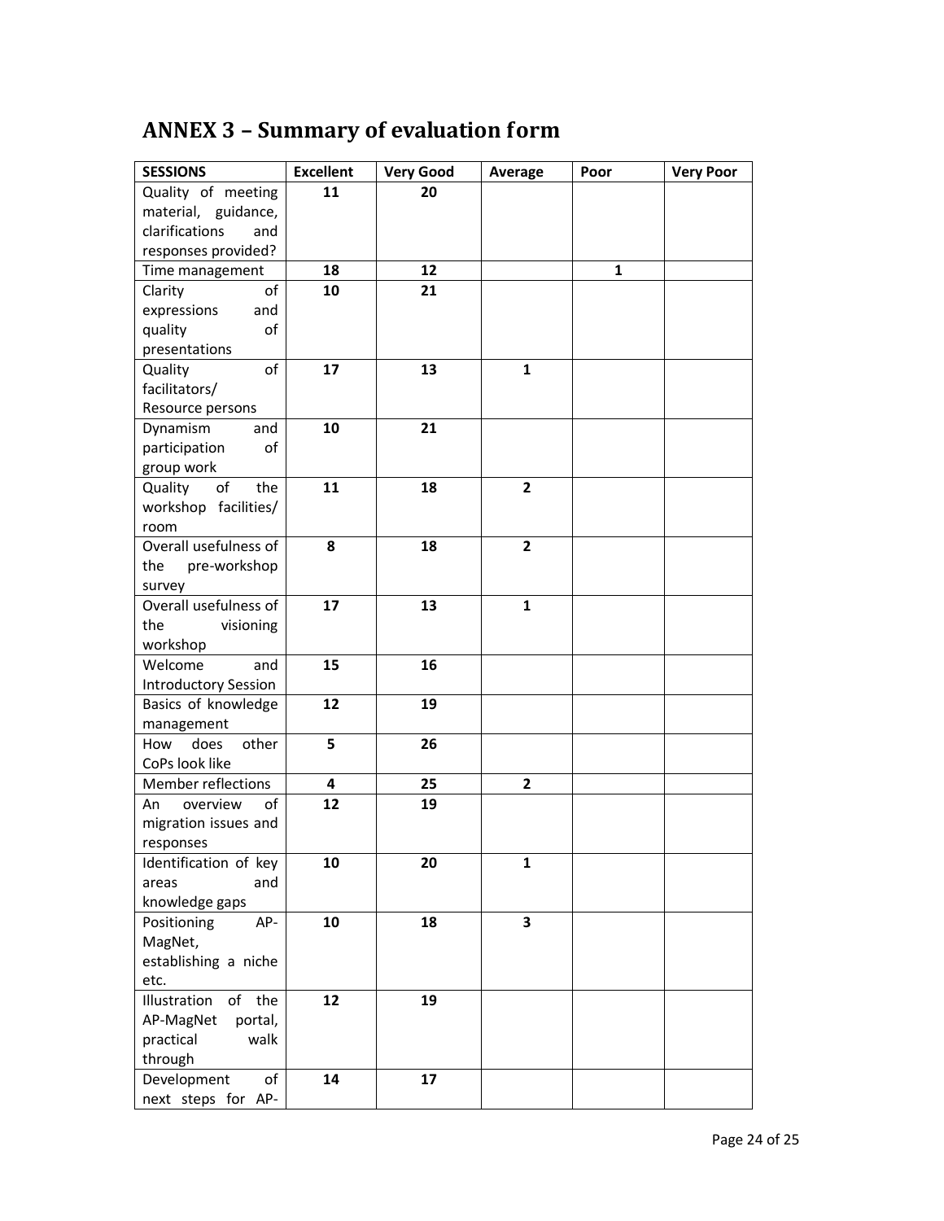# ANNEX 3 – Summary of evaluation form

| SESSIONS | Excellent | Very Good | Average | Poor | Very Poor |
|---|---|---|---|---|---|
| Quality of meeting material, guidance, clarifications and responses provided? | 11 | 20 | | | |
| Time management | 18 | 12 | | 1 | |
| Clarity of expressions and quality of presentations | 10 | 21 | | | |
| Quality of facilitators/ Resource persons | 17 | 13 | 1 | | |
| Dynamism and participation of group work | 10 | 21 | | | |
| Quality of the workshop facilities/ room | 11 | 18 | 2 | | |
| Overall usefulness of the pre-workshop survey | 8 | 18 | 2 | | |
| Overall usefulness of the visioning workshop | 17 | 13 | 1 | | |
| Welcome and Introductory Session | 15 | 16 | | | |
| Basics of knowledge management | 12 | 19 | | | |
| How does other CoPs look like | 5 | 26 | | | |
| Member reflections | 4 | 25 | 2 | | |
| An overview of migration issues and responses | 12 | 19 | | | |
| Identification of key areas and knowledge gaps | 10 | 20 | 1 | | |
| Positioning AP-MagNet, establishing a niche etc. | 10 | 18 | 3 | | |
| Illustration of the AP-MagNet portal, practical walk through | 12 | 19 | | | |
| Development of next steps for AP- | 14 | 17 | | | |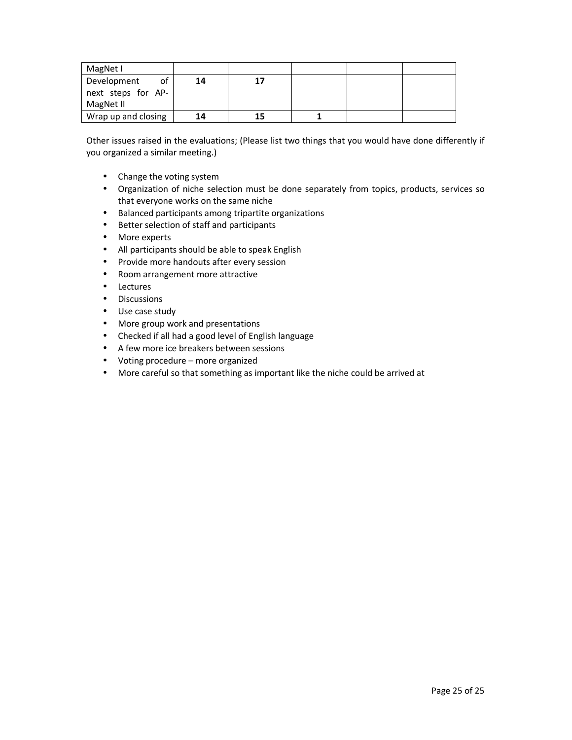| | | | | | |
|---|---|---|---|---|---|
| MagNet I | | | | | |
| Development of next steps for AP-MagNet II | **14** | **17** | | | |
| Wrap up and closing | **14** | **15** | **1** | | |

Other issues raised in the evaluations; (Please list two things that you would have done differently if you organized a similar meeting.)

- Change the voting system
- Organization of niche selection must be done separately from topics, products, services so that everyone works on the same niche
- Balanced participants among tripartite organizations
- Better selection of staff and participants
- More experts
- All participants should be able to speak English
- Provide more handouts after every session
- Room arrangement more attractive
- Lectures
- Discussions
- Use case study
- More group work and presentations
- Checked if all had a good level of English language
- A few more ice breakers between sessions
- Voting procedure – more organized
- More careful so that something as important like the niche could be arrived at